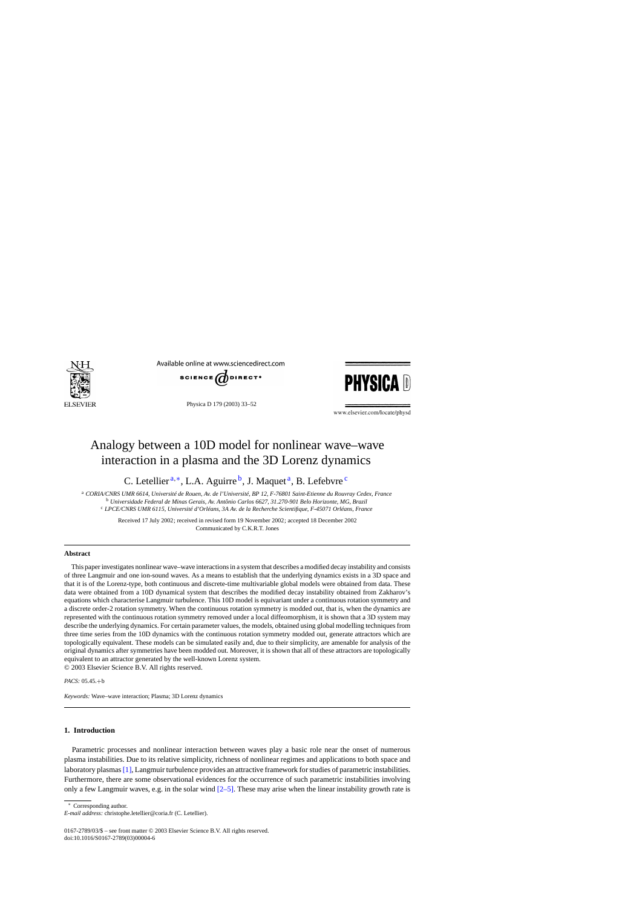# Analogy between a 10D model for nonlinear wave–wave interaction in a plasma and the 3D Lorenz dynamics

C. Letellier [a,*], L.A. Aguirre [b], J. Maquet [a], B. Lefebvre [c]

[a] CORIA/CNRS UMR 6614, Université de Rouen, Av. de l'Université, BP 12, F-76801 Saint-Etienne du Rouvray Cedex, France
[b] Universidade Federal de Minas Gerais, Av. Antônio Carlos 6627, 31.270-901 Belo Horizonte, MG, Brazil
[c] LPCE/CNRS UMR 6115, Université d'Orléans, 3A Av. de la Recherche Scientifique, F-45071 Orléans, France

Received 17 July 2002; received in revised form 19 November 2002; accepted 18 December 2002
Communicated by C.K.R.T. Jones

## Abstract

This paper investigates nonlinear wave–wave interactions in a system that describes a modified decay instability and consists of three Langmuir and one ion-sound waves. As a means to establish that the underlying dynamics exists in a 3D space and that it is of the Lorenz-type, both continuous and discrete-time multivariable global models were obtained from data. These data were obtained from a 10D dynamical system that describes the modified decay instability obtained from Zakharov's equations which characterise Langmuir turbulence. This 10D model is equivariant under a continuous rotation symmetry and a discrete order-2 rotation symmetry. When the continuous rotation symmetry is modded out, that is, when the dynamics are represented with the continuous rotation symmetry removed under a local diffeomorphism, it is shown that a 3D system may describe the underlying dynamics. For certain parameter values, the models, obtained using global modelling techniques from three time series from the 10D dynamics with the continuous rotation symmetry modded out, generate attractors which are topologically equivalent. These models can be simulated easily and, due to their simplicity, are amenable for analysis of the original dynamics after symmetries have been modded out. Moreover, it is shown that all of these attractors are topologically equivalent to an attractor generated by the well-known Lorenz system.

© 2003 Elsevier Science B.V. All rights reserved.

*PACS:* 05.45.+b

*Keywords:* Wave–wave interaction; Plasma; 3D Lorenz dynamics

## 1. Introduction

Parametric processes and nonlinear interaction between waves play a basic role near the onset of numerous plasma instabilities. Due to its relative simplicity, richness of nonlinear regimes and applications to both space and laboratory plasmas [1], Langmuir turbulence provides an attractive framework for studies of parametric instabilities. Furthermore, there are some observational evidences for the occurrence of such parametric instabilities involving only a few Langmuir waves, e.g. in the solar wind [2–5]. These may arise when the linear instability growth rate is

* Corresponding author.
*E-mail address:* christophe.letellier@coria.fr (C. Letellier).

0167-2789/03/$ – see front matter © 2003 Elsevier Science B.V. All rights reserved.
doi:10.1016/S0167-2789(03)00004-6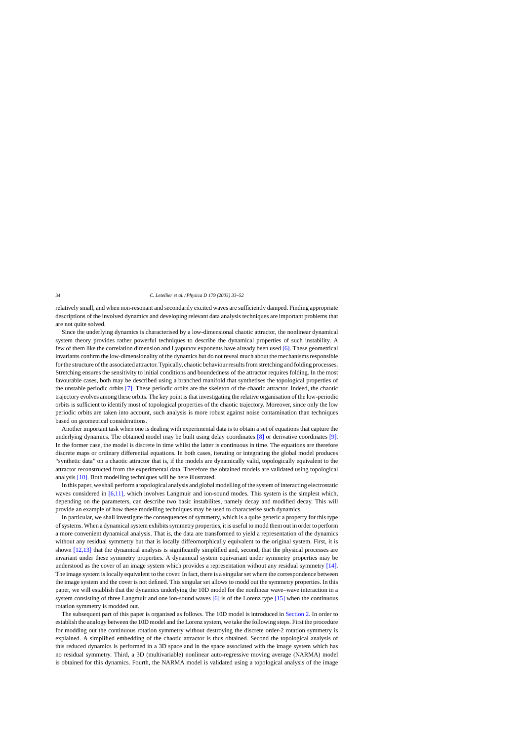relatively small, and when non-resonant and secondarily excited waves are sufficiently damped. Finding appropriate descriptions of the involved dynamics and developing relevant data analysis techniques are important problems that are not quite solved.

Since the underlying dynamics is characterised by a low-dimensional chaotic attractor, the nonlinear dynamical system theory provides rather powerful techniques to describe the dynamical properties of such instability. A few of them like the correlation dimension and Lyapunov exponents have already been used [6]. These geometrical invariants confirm the low-dimensionality of the dynamics but do not reveal much about the mechanisms responsible for the structure of the associated attractor. Typically, chaotic behaviour results from stretching and folding processes. Stretching ensures the sensitivity to initial conditions and boundedness of the attractor requires folding. In the most favourable cases, both may be described using a branched manifold that synthetises the topological properties of the unstable periodic orbits [7]. These periodic orbits are the skeleton of the chaotic attractor. Indeed, the chaotic trajectory evolves among these orbits. The key point is that investigating the relative organisation of the low-periodic orbits is sufficient to identify most of topological properties of the chaotic trajectory. Moreover, since only the low periodic orbits are taken into account, such analysis is more robust against noise contamination than techniques based on geometrical considerations.

Another important task when one is dealing with experimental data is to obtain a set of equations that capture the underlying dynamics. The obtained model may be built using delay coordinates [8] or derivative coordinates [9]. In the former case, the model is discrete in time whilst the latter is continuous in time. The equations are therefore discrete maps or ordinary differential equations. In both cases, iterating or integrating the global model produces "synthetic data" on a chaotic attractor that is, if the models are dynamically valid, topologically equivalent to the attractor reconstructed from the experimental data. Therefore the obtained models are validated using topological analysis [10]. Both modelling techniques will be here illustrated.

In this paper, we shall perform a topological analysis and global modelling of the system of interacting electrostatic waves considered in [6,11], which involves Langmuir and ion-sound modes. This system is the simplest which, depending on the parameters, can describe two basic instabilites, namely decay and modified decay. This will provide an example of how these modelling techniques may be used to characterise such dynamics.

In particular, we shall investigate the consequences of symmetry, which is a quite generic a property for this type of systems. When a dynamical system exhibits symmetry properties, it is useful to modd them out in order to perform a more convenient dynamical analysis. That is, the data are transformed to yield a representation of the dynamics without any residual symmetry but that is locally diffeomorphically equivalent to the original system. First, it is shown [12,13] that the dynamical analysis is significantly simplified and, second, that the physical processes are invariant under these symmetry properties. A dynamical system equivariant under symmetry properties may be understood as the cover of an image system which provides a representation without any residual symmetry [14]. The image system is locally equivalent to the cover. In fact, there is a singular set where the correspondence between the image system and the cover is not defined. This singular set allows to modd out the symmetry properties. In this paper, we will establish that the dynamics underlying the 10D model for the nonlinear wave–wave interaction in a system consisting of three Langmuir and one ion-sound waves [6] is of the Lorenz type [15] when the continuous rotation symmetry is modded out.

The subsequent part of this paper is organised as follows. The 10D model is introduced in Section 2. In order to establish the analogy between the 10D model and the Lorenz system, we take the following steps. First the procedure for modding out the continuous rotation symmetry without destroying the discrete order-2 rotation symmetry is explained. A simplified embedding of the chaotic attractor is thus obtained. Second the topological analysis of this reduced dynamics is performed in a 3D space and in the space associated with the image system which has no residual symmetry. Third, a 3D (multivariable) nonlinear auto-regressive moving average (NARMA) model is obtained for this dynamics. Fourth, the NARMA model is validated using a topological analysis of the image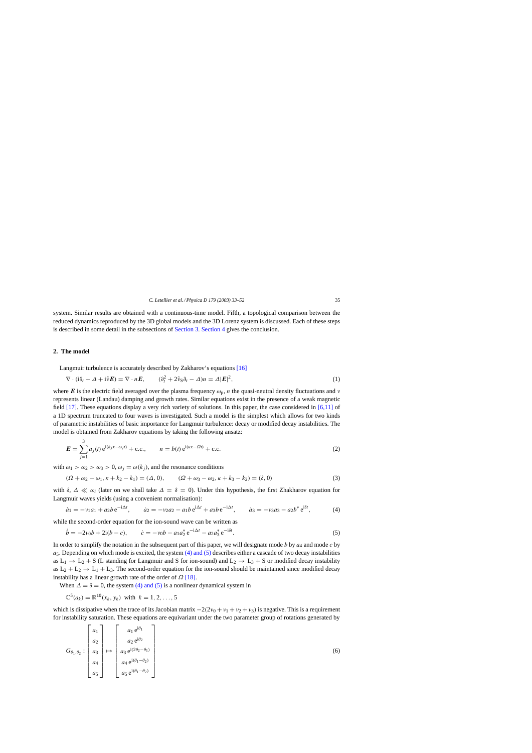system. Similar results are obtained with a continuous-time model. Fifth, a topological comparison between the reduced dynamics reproduced by the 3D global models and the 3D Lorenz system is discussed. Each of these steps is described in some detail in the subsections of Section 3. Section 4 gives the conclusion.

## 2. The model

Langmuir turbulence is accurately described by Zakharov's equations [16]

$$\nabla \cdot (\mathrm{i}\partial_t + \Delta + \mathrm{i}\tilde{\nu}\boldsymbol{E}) = \nabla \cdot n\boldsymbol{E}, \qquad (\partial_t^2 + 2\tilde{\nu}_\mathrm{S}\partial_t - \Delta)n = \Delta|\boldsymbol{E}|^2, \tag{1}$$

where $\boldsymbol{E}$ is the electric field averaged over the plasma frequency $\omega_\mathrm{p}$, $n$ the quasi-neutral density fluctuations and $\nu$ represents linear (Landau) damping and growth rates. Similar equations exist in the presence of a weak magnetic field [17]. These equations display a very rich variety of solutions. In this paper, the case considered in [6,11] of a 1D spectrum truncated to four waves is investigated. Such a model is the simplest which allows for two kinds of parametric instabilities of basic importance for Langmuir turbulence: decay or modified decay instabilities. The model is obtained from Zakharov equations by taking the following ansatz:

$$\boldsymbol{E} = \sum_{j=1}^{3} a_j(t)\,\mathrm{e}^{\mathrm{i}(k_j x - \omega_j t)} + \text{c.c.}, \qquad n = b(t)\,\mathrm{e}^{\mathrm{i}(\kappa x - \Omega t)} + \text{c.c.} \tag{2}$$

with $\omega_1 > \omega_2 > \omega_3 > 0$, $\omega_j = \omega(k_j)$, and the resonance conditions

$$(\Omega + \omega_2 - \omega_1, \kappa + k_2 - k_1) = (\Delta, 0), \qquad (\Omega + \omega_3 - \omega_2, \kappa + k_3 - k_2) = (\delta, 0) \tag{3}$$

with $\delta$, $\Delta \ll \omega_i$ (later on we shall take $\Delta = \delta = 0$). Under this hypothesis, the first Zhakharov equation for Langmuir waves yields (using a convenient normalisation):

$$\dot{a}_1 = -\nu_1 a_1 + a_2 b\,\mathrm{e}^{-\mathrm{i}\Delta t}, \qquad \dot{a}_2 = -\nu_2 a_2 - a_1 b\,\mathrm{e}^{\mathrm{i}\Delta t} + a_3 b\,\mathrm{e}^{-\mathrm{i}\Delta t}, \qquad \dot{a}_3 = -\nu_3 a_3 - a_2 b^*\,\mathrm{e}^{\mathrm{i}\delta t}, \tag{4}$$

while the second-order equation for the ion-sound wave can be written as

$$\dot{b} = -2\nu_0 b + 2\mathrm{i}(b - c), \qquad \dot{c} = -\nu_0 b - a_1 a_2^*\,\mathrm{e}^{-\mathrm{i}\Delta t} - a_2 a_3^*\,\mathrm{e}^{-\mathrm{i}\delta t}. \tag{5}$$

In order to simplify the notation in the subsequent part of this paper, we will designate mode $b$ by $a_4$ and mode $c$ by $a_5$. Depending on which mode is excited, the system (4) and (5) describes either a cascade of two decay instabilities as $\mathrm{L}_1 \to \mathrm{L}_2 + \mathrm{S}$ (L standing for Langmuir and S for ion-sound) and $\mathrm{L}_2 \to \mathrm{L}_3 + \mathrm{S}$ or modified decay instability as $\mathrm{L}_2 + \mathrm{L}_2 \to \mathrm{L}_1 + \mathrm{L}_3$. The second-order equation for the ion-sound should be maintained since modified decay instability has a linear growth rate of the order of $\Omega$ [18].

When $\Delta = \delta = 0$, the system (4) and (5) is a nonlinear dynamical system in

$$\mathbb{C}^5(a_k) = \mathbb{R}^{10}(x_k, y_k) \;\text{ with }\; k = 1, 2, \ldots, 5$$

which is dissipative when the trace of its Jacobian matrix $-2(2\nu_0 + \nu_1 + \nu_2 + \nu_3)$ is negative. This is a requirement for instability saturation. These equations are equivariant under the two parameter group of rotations generated by

$$G_{\theta_1,\theta_2} : \begin{bmatrix} a_1 \\ a_2 \\ a_3 \\ a_4 \\ a_5 \end{bmatrix} \mapsto \begin{bmatrix} a_1\,\mathrm{e}^{\mathrm{i}\theta_1} \\ a_2\,\mathrm{e}^{\mathrm{i}\theta_2} \\ a_3\,\mathrm{e}^{\mathrm{i}(2\theta_2-\theta_1)} \\ a_4\,\mathrm{e}^{\mathrm{i}(\theta_1-\theta_2)} \\ a_5\,\mathrm{e}^{\mathrm{i}(\theta_1-\theta_2)} \end{bmatrix} \tag{6}$$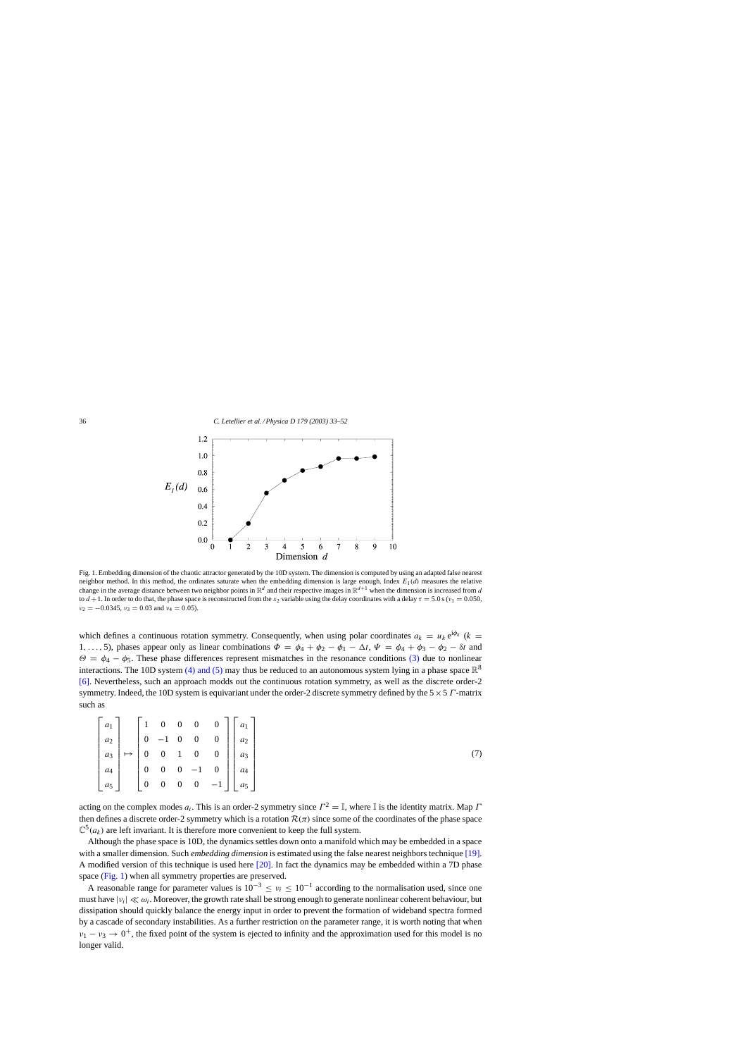Fig. 1. Embedding dimension of the chaotic attractor generated by the 10D system. The dimension is computed by using an adapted false nearest neighbor method. In this method, the ordinates saturate when the embedding dimension is large enough. Index $E_1(d)$ measures the relative change in the average distance between two neighbor points in $\mathbb{R}^d$ and their respective images in $\mathbb{R}^{d+1}$ when the dimension is increased from $d$ to $d+1$. In order to do that, the phase space is reconstructed from the $x_2$ variable using the delay coordinates with a delay $\tau = 5.0$ s ($\nu_1 = 0.050$, $\nu_2 = -0.0345$, $\nu_3 = 0.03$ and $\nu_4 = 0.05$).

which defines a continuous rotation symmetry. Consequently, when using polar coordinates $a_k = u_k e^{i\phi_k}$ ($k = 1, \ldots, 5$), phases appear only as linear combinations $\Phi = \phi_4 + \phi_2 - \phi_1 - \Delta t$, $\Psi = \phi_4 + \phi_3 - \phi_2 - \delta t$ and $\Theta = \phi_4 - \phi_5$. These phase differences represent mismatches in the resonance conditions (3) due to nonlinear interactions. The 10D system (4) and (5) may thus be reduced to an autonomous system lying in a phase space $\mathbb{R}^8$ [6]. Nevertheless, such an approach modds out the continuous rotation symmetry, as well as the discrete order-2 symmetry. Indeed, the 10D system is equivariant under the order-2 discrete symmetry defined by the $5 \times 5$ $\Gamma$-matrix such as

$$
\begin{bmatrix} a_1 \\ a_2 \\ a_3 \\ a_4 \\ a_5 \end{bmatrix} \mapsto \begin{bmatrix} 1 & 0 & 0 & 0 & 0 \\ 0 & -1 & 0 & 0 & 0 \\ 0 & 0 & 1 & 0 & 0 \\ 0 & 0 & 0 & -1 & 0 \\ 0 & 0 & 0 & 0 & -1 \end{bmatrix} \begin{bmatrix} a_1 \\ a_2 \\ a_3 \\ a_4 \\ a_5 \end{bmatrix} \tag{7}
$$

acting on the complex modes $a_i$. This is an order-2 symmetry since $\Gamma^2 = \mathbb{I}$, where $\mathbb{I}$ is the identity matrix. Map $\Gamma$ then defines a discrete order-2 symmetry which is a rotation $\mathcal{R}(\pi)$ since some of the coordinates of the phase space $\mathbb{C}^5(a_k)$ are left invariant. It is therefore more convenient to keep the full system.

Although the phase space is 10D, the dynamics settles down onto a manifold which may be embedded in a space with a smaller dimension. Such *embedding dimension* is estimated using the false nearest neighbors technique [19]. A modified version of this technique is used here [20]. In fact the dynamics may be embedded within a 7D phase space (Fig. 1) when all symmetry properties are preserved.

A reasonable range for parameter values is $10^{-3} \leq \nu_i \leq 10^{-1}$ according to the normalisation used, since one must have $|\nu_i| \ll \omega_i$. Moreover, the growth rate shall be strong enough to generate nonlinear coherent behaviour, but dissipation should quickly balance the energy input in order to prevent the formation of wideband spectra formed by a cascade of secondary instabilities. As a further restriction on the parameter range, it is worth noting that when $\nu_1 - \nu_3 \to 0^+$, the fixed point of the system is ejected to infinity and the approximation used for this model is no longer valid.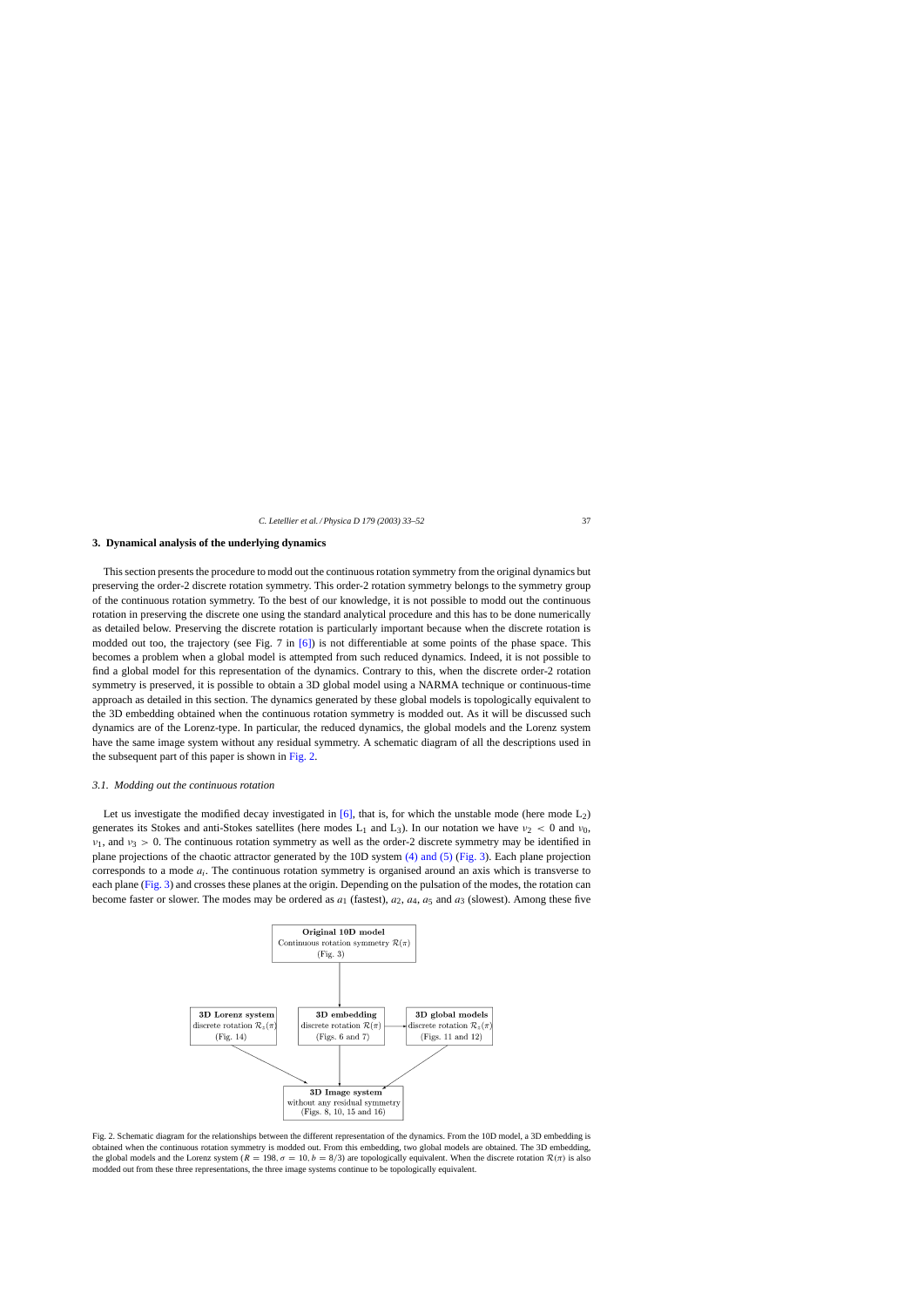## 3. Dynamical analysis of the underlying dynamics

This section presents the procedure to modd out the continuous rotation symmetry from the original dynamics but preserving the order-2 discrete rotation symmetry. This order-2 rotation symmetry belongs to the symmetry group of the continuous rotation symmetry. To the best of our knowledge, it is not possible to modd out the continuous rotation in preserving the discrete one using the standard analytical procedure and this has to be done numerically as detailed below. Preserving the discrete rotation is particularly important because when the discrete rotation is modded out too, the trajectory (see Fig. 7 in [6]) is not differentiable at some points of the phase space. This becomes a problem when a global model is attempted from such reduced dynamics. Indeed, it is not possible to find a global model for this representation of the dynamics. Contrary to this, when the discrete order-2 rotation symmetry is preserved, it is possible to obtain a 3D global model using a NARMA technique or continuous-time approach as detailed in this section. The dynamics generated by these global models is topologically equivalent to the 3D embedding obtained when the continuous rotation symmetry is modded out. As it will be discussed such dynamics are of the Lorenz-type. In particular, the reduced dynamics, the global models and the Lorenz system have the same image system without any residual symmetry. A schematic diagram of all the descriptions used in the subsequent part of this paper is shown in Fig. 2.

### 3.1. Modding out the continuous rotation

Let us investigate the modified decay investigated in [6], that is, for which the unstable mode (here mode $L_2$) generates its Stokes and anti-Stokes satellites (here modes $L_1$ and $L_3$). In our notation we have $\nu_2 < 0$ and $\nu_0$, $\nu_1$, and $\nu_3 > 0$. The continuous rotation symmetry as well as the order-2 discrete symmetry may be identified in plane projections of the chaotic attractor generated by the 10D system (4) and (5) (Fig. 3). Each plane projection corresponds to a mode $a_i$. The continuous rotation symmetry is organised around an axis which is transverse to each plane (Fig. 3) and crosses these planes at the origin. Depending on the pulsation of the modes, the rotation can become faster or slower. The modes may be ordered as $a_1$ (fastest), $a_2$, $a_4$, $a_5$ and $a_3$ (slowest). Among these five

**Original 10D model** — Continuous rotation symmetry $\mathcal{R}(\pi)$ (Fig. 3)

**3D Lorenz system** — discrete rotation $\mathcal{R}_z(\pi)$ (Fig. 14)

**3D embedding** — discrete rotation $\mathcal{R}(\pi)$ (Figs. 6 and 7)

**3D global models** — discrete rotation $\mathcal{R}_z(\pi)$ (Figs. 11 and 12)

**3D Image system** — without any residual symmetry (Figs. 8, 10, 15 and 16)

Fig. 2. Schematic diagram for the relationships between the different representation of the dynamics. From the 10D model, a 3D embedding is obtained when the continuous rotation symmetry is modded out. From this embedding, two global models are obtained. The 3D embedding, the global models and the Lorenz system ($R = 198$, $\sigma = 10$, $b = 8/3$) are topologically equivalent. When the discrete rotation $\mathcal{R}(\pi)$ is also modded out from these three representations, the three image systems continue to be topologically equivalent.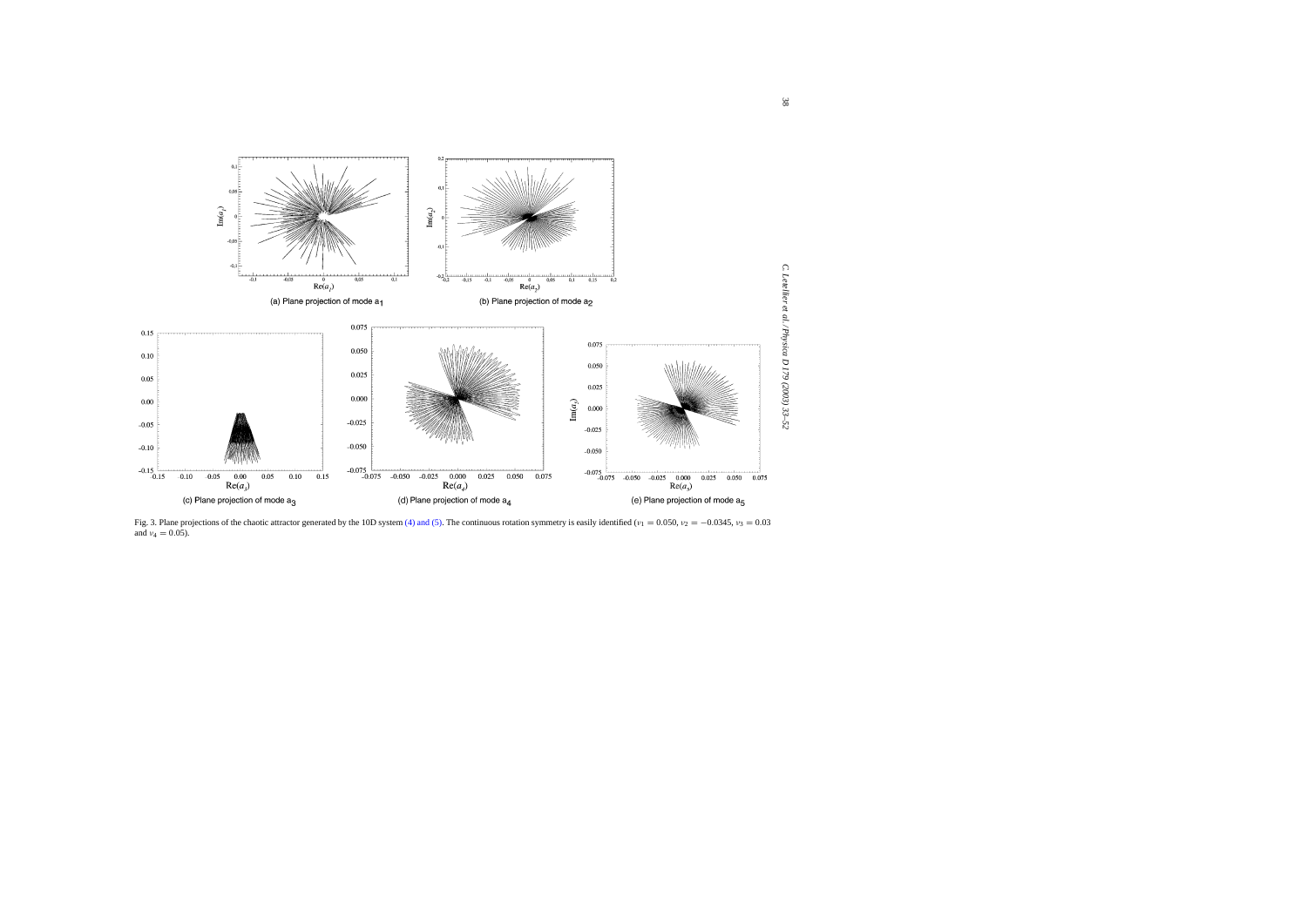(a) Plane projection of mode $a_1$

(b) Plane projection of mode $a_2$

(c) Plane projection of mode $a_3$

(d) Plane projection of mode $a_4$

(e) Plane projection of mode $a_5$

Fig. 3. Plane projections of the chaotic attractor generated by the 10D system (4) and (5). The continuous rotation symmetry is easily identified ($\nu_1 = 0.050$, $\nu_2 = -0.0345$, $\nu_3 = 0.03$ and $\nu_4 = 0.05$).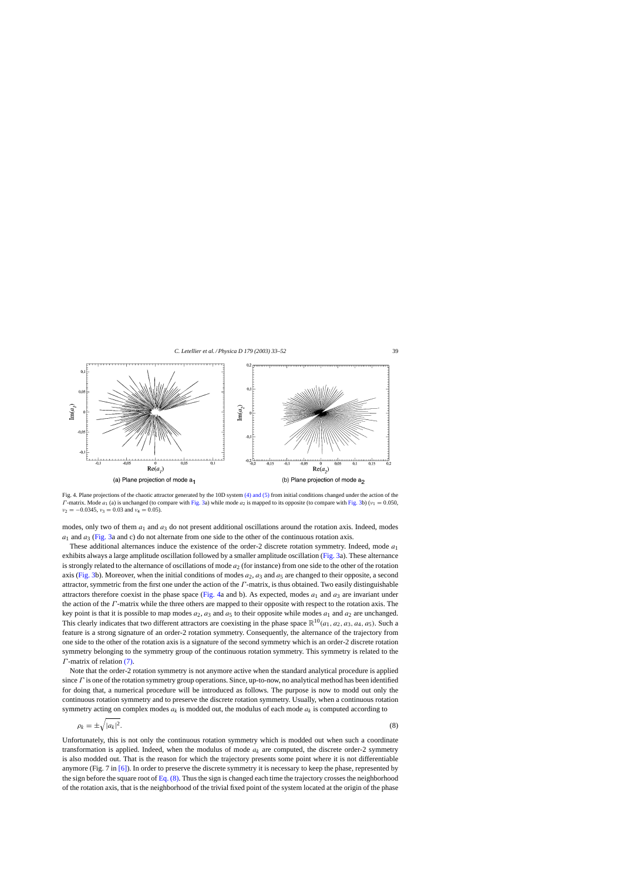Fig. 4. Plane projections of the chaotic attractor generated by the 10D system (4) and (5) from initial conditions changed under the action of the $\Gamma$-matrix. Mode $a_1$ (a) is unchanged (to compare with Fig. 3a) while mode $a_2$ is mapped to its opposite (to compare with Fig. 3b) ($\nu_1 = 0.050$, $\nu_2 = -0.0345$, $\nu_3 = 0.03$ and $\nu_4 = 0.05$).

modes, only two of them $a_1$ and $a_3$ do not present additional oscillations around the rotation axis. Indeed, modes $a_1$ and $a_3$ (Fig. 3a and c) do not alternate from one side to the other of the continuous rotation axis.

These additional alternances induce the existence of the order-2 discrete rotation symmetry. Indeed, mode $a_1$ exhibits always a large amplitude oscillation followed by a smaller amplitude oscillation (Fig. 3a). These alternance is strongly related to the alternance of oscillations of mode $a_2$ (for instance) from one side to the other of the rotation axis (Fig. 3b). Moreover, when the initial conditions of modes $a_2$, $a_3$ and $a_5$ are changed to their opposite, a second attractor, symmetric from the first one under the action of the $\Gamma$-matrix, is thus obtained. Two easily distinguishable attractors therefore coexist in the phase space (Fig. 4a and b). As expected, modes $a_1$ and $a_3$ are invariant under the action of the $\Gamma$-matrix while the three others are mapped to their opposite with respect to the rotation axis. The key point is that it is possible to map modes $a_2$, $a_3$ and $a_5$ to their opposite while modes $a_1$ and $a_2$ are unchanged. This clearly indicates that two different attractors are coexisting in the phase space $\mathbb{R}^{10}(a_1, a_2, a_3, a_4, a_5)$. Such a feature is a strong signature of an order-2 rotation symmetry. Consequently, the alternance of the trajectory from one side to the other of the rotation axis is a signature of the second symmetry which is an order-2 discrete rotation symmetry belonging to the symmetry group of the continuous rotation symmetry. This symmetry is related to the $\Gamma$-matrix of relation (7).

Note that the order-2 rotation symmetry is not anymore active when the standard analytical procedure is applied since $\Gamma$ is one of the rotation symmetry group operations. Since, up-to-now, no analytical method has been identified for doing that, a numerical procedure will be introduced as follows. The purpose is now to modd out only the continuous rotation symmetry and to preserve the discrete rotation symmetry. Usually, when a continuous rotation symmetry acting on complex modes $a_k$ is modded out, the modulus of each mode $a_k$ is computed according to

$$\rho_k = \pm\sqrt{|a_k|^2}. \tag{8}$$

Unfortunately, this is not only the continuous rotation symmetry which is modded out when such a coordinate transformation is applied. Indeed, when the modulus of mode $a_k$ are computed, the discrete order-2 symmetry is also modded out. That is the reason for which the trajectory presents some point where it is not differentiable anymore (Fig. 7 in [6]). In order to preserve the discrete symmetry it is necessary to keep the phase, represented by the sign before the square root of Eq. (8). Thus the sign is changed each time the trajectory crosses the neighborhood of the rotation axis, that is the neighborhood of the trivial fixed point of the system located at the origin of the phase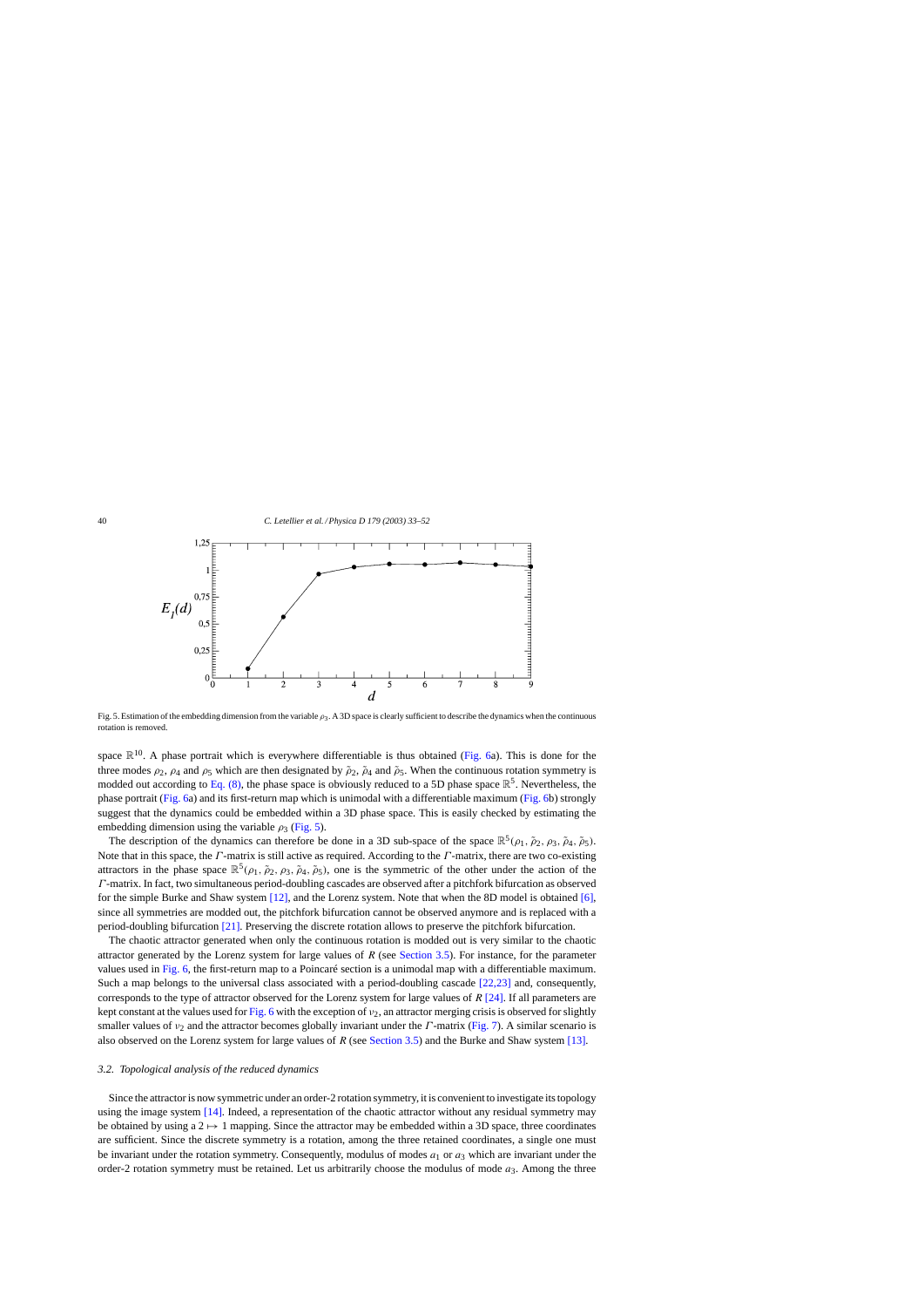Fig. 5. Estimation of the embedding dimension from the variable $\rho_3$. A 3D space is clearly sufficient to describe the dynamics when the continuous rotation is removed.

space $\mathbb{R}^{10}$. A phase portrait which is everywhere differentiable is thus obtained (Fig. 6a). This is done for the three modes $\rho_2$, $\rho_4$ and $\rho_5$ which are then designated by $\tilde{\rho}_2$, $\tilde{\rho}_4$ and $\tilde{\rho}_5$. When the continuous rotation symmetry is modded out according to Eq. (8), the phase space is obviously reduced to a 5D phase space $\mathbb{R}^5$. Nevertheless, the phase portrait (Fig. 6a) and its first-return map which is unimodal with a differentiable maximum (Fig. 6b) strongly suggest that the dynamics could be embedded within a 3D phase space. This is easily checked by estimating the embedding dimension using the variable $\rho_3$ (Fig. 5).

The description of the dynamics can therefore be done in a 3D sub-space of the space $\mathbb{R}^5(\rho_1, \tilde{\rho}_2, \rho_3, \tilde{\rho}_4, \tilde{\rho}_5)$. Note that in this space, the $\Gamma$-matrix is still active as required. According to the $\Gamma$-matrix, there are two co-existing attractors in the phase space $\mathbb{R}^5(\rho_1, \tilde{\rho}_2, \rho_3, \tilde{\rho}_4, \tilde{\rho}_5)$, one is the symmetric of the other under the action of the $\Gamma$-matrix. In fact, two simultaneous period-doubling cascades are observed after a pitchfork bifurcation as observed for the simple Burke and Shaw system [12], and the Lorenz system. Note that when the 8D model is obtained [6], since all symmetries are modded out, the pitchfork bifurcation cannot be observed anymore and is replaced with a period-doubling bifurcation [21]. Preserving the discrete rotation allows to preserve the pitchfork bifurcation.

The chaotic attractor generated when only the continuous rotation is modded out is very similar to the chaotic attractor generated by the Lorenz system for large values of $R$ (see Section 3.5). For instance, for the parameter values used in Fig. 6, the first-return map to a Poincaré section is a unimodal map with a differentiable maximum. Such a map belongs to the universal class associated with a period-doubling cascade [22,23] and, consequently, corresponds to the type of attractor observed for the Lorenz system for large values of $R$ [24]. If all parameters are kept constant at the values used for Fig. 6 with the exception of $\nu_2$, an attractor merging crisis is observed for slightly smaller values of $\nu_2$ and the attractor becomes globally invariant under the $\Gamma$-matrix (Fig. 7). A similar scenario is also observed on the Lorenz system for large values of $R$ (see Section 3.5) and the Burke and Shaw system [13].

### 3.2. Topological analysis of the reduced dynamics

Since the attractor is now symmetric under an order-2 rotation symmetry, it is convenient to investigate its topology using the image system [14]. Indeed, a representation of the chaotic attractor without any residual symmetry may be obtained by using a $2 \mapsto 1$ mapping. Since the attractor may be embedded within a 3D space, three coordinates are sufficient. Since the discrete symmetry is a rotation, among the three retained coordinates, a single one must be invariant under the rotation symmetry. Consequently, modulus of modes $a_1$ or $a_3$ which are invariant under the order-2 rotation symmetry must be retained. Let us arbitrarily choose the modulus of mode $a_3$. Among the three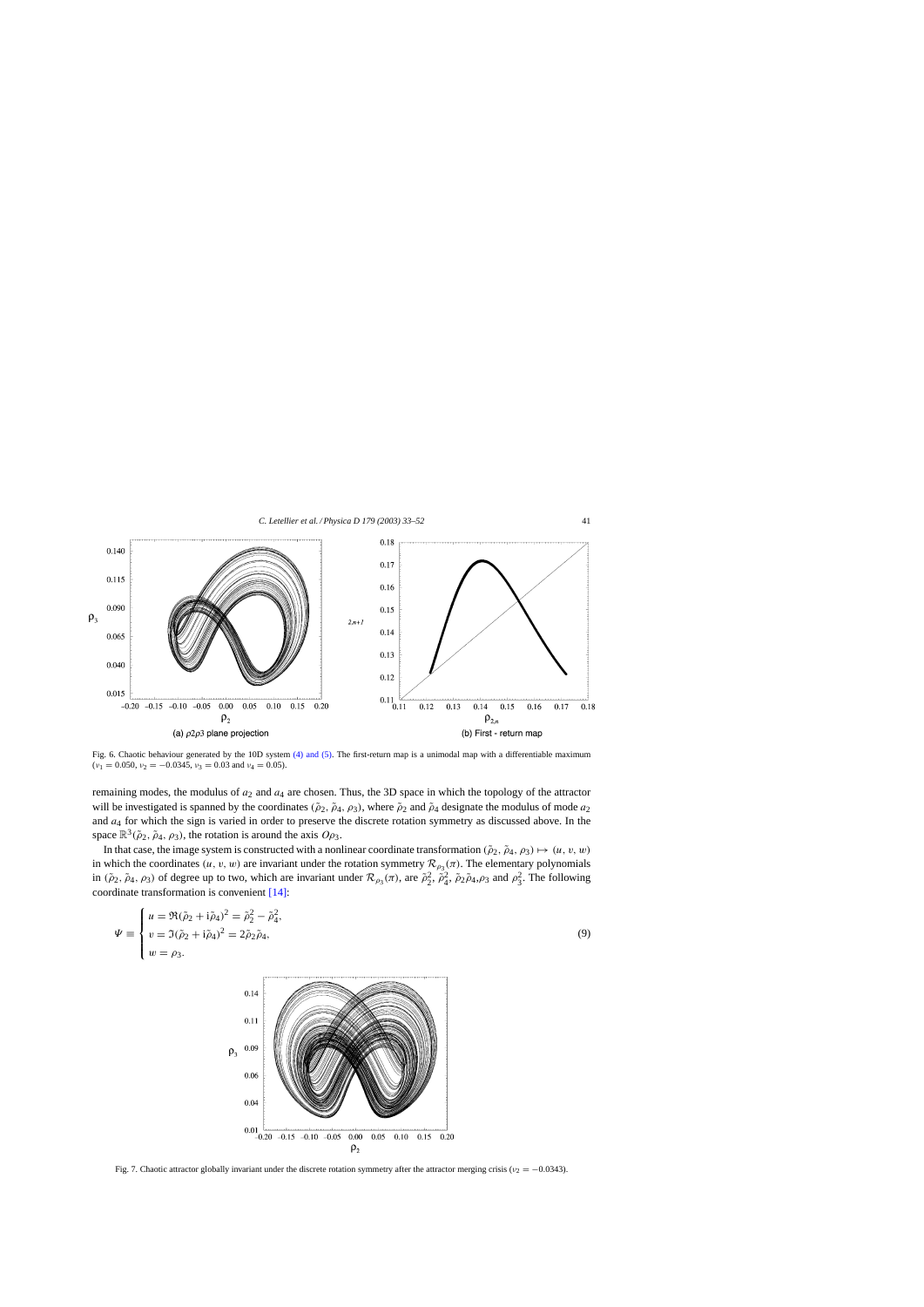Fig. 6. Chaotic behaviour generated by the 10D system (4) and (5). The first-return map is a unimodal map with a differentiable maximum ($\nu_1 = 0.050$, $\nu_2 = -0.0345$, $\nu_3 = 0.03$ and $\nu_4 = 0.05$).

remaining modes, the modulus of $a_2$ and $a_4$ are chosen. Thus, the 3D space in which the topology of the attractor will be investigated is spanned by the coordinates $(\tilde{\rho}_2, \tilde{\rho}_4, \rho_3)$, where $\tilde{\rho}_2$ and $\tilde{\rho}_4$ designate the modulus of mode $a_2$ and $a_4$ for which the sign is varied in order to preserve the discrete rotation symmetry as discussed above. In the space $\mathbb{R}^3(\tilde{\rho}_2, \tilde{\rho}_4, \rho_3)$, the rotation is around the axis $O\rho_3$.

In that case, the image system is constructed with a nonlinear coordinate transformation $(\tilde{\rho}_2, \tilde{\rho}_4, \rho_3) \mapsto (u, v, w)$ in which the coordinates $(u, v, w)$ are invariant under the rotation symmetry $\mathcal{R}_{\rho_3}(\pi)$. The elementary polynomials in $(\tilde{\rho}_2, \tilde{\rho}_4, \rho_3)$ of degree up to two, which are invariant under $\mathcal{R}_{\rho_3}(\pi)$, are $\tilde{\rho}_2^2$, $\tilde{\rho}_4^2$, $\tilde{\rho}_2\tilde{\rho}_4$,$\rho_3$ and $\rho_3^2$. The following coordinate transformation is convenient [14]:

$$
\Psi \equiv \begin{cases} u = \Re(\tilde{\rho}_2 + \mathrm{i}\tilde{\rho}_4)^2 = \tilde{\rho}_2^2 - \tilde{\rho}_4^2, \\ v = \Im(\tilde{\rho}_2 + \mathrm{i}\tilde{\rho}_4)^2 = 2\tilde{\rho}_2\tilde{\rho}_4, \\ w = \rho_3. \end{cases} \tag{9}
$$

Fig. 7. Chaotic attractor globally invariant under the discrete rotation symmetry after the attractor merging crisis ($\nu_2 = -0.0343$).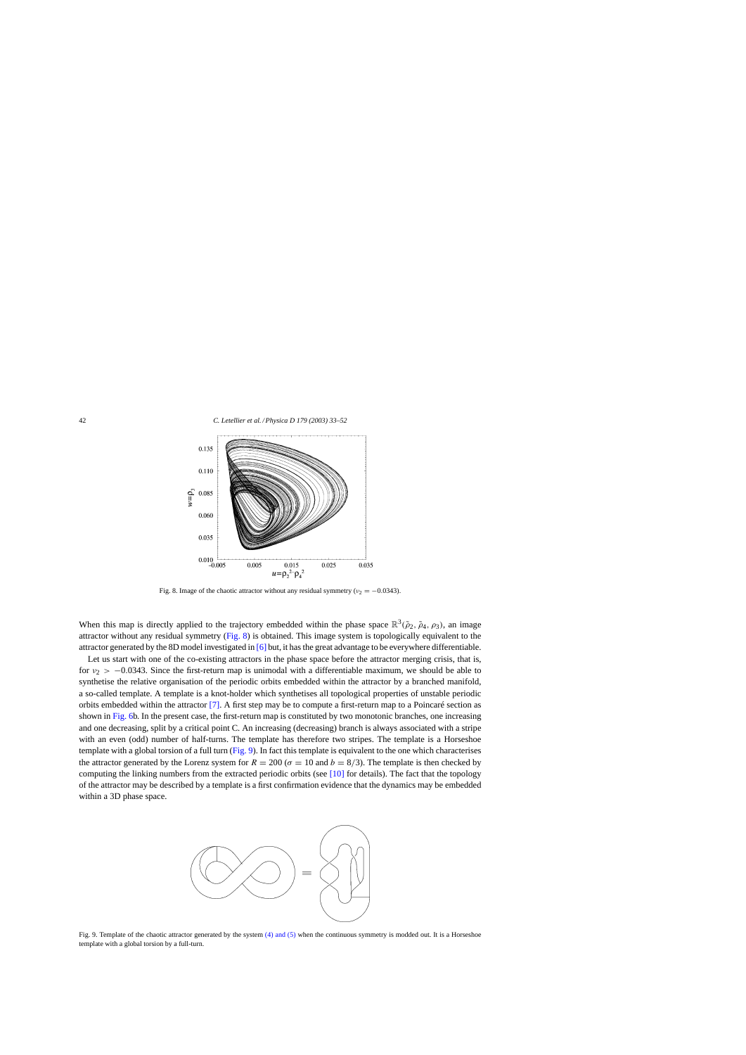Fig. 8. Image of the chaotic attractor without any residual symmetry ($\nu_2 = -0.0343$).

When this map is directly applied to the trajectory embedded within the phase space $\mathbb{R}^3(\tilde{\rho}_2, \tilde{\rho}_4, \rho_3)$, an image attractor without any residual symmetry (Fig. 8) is obtained. This image system is topologically equivalent to the attractor generated by the 8D model investigated in [6] but, it has the great advantage to be everywhere differentiable.

Let us start with one of the co-existing attractors in the phase space before the attractor merging crisis, that is, for $\nu_2 > -0.0343$. Since the first-return map is unimodal with a differentiable maximum, we should be able to synthetise the relative organisation of the periodic orbits embedded within the attractor by a branched manifold, a so-called template. A template is a knot-holder which synthetises all topological properties of unstable periodic orbits embedded within the attractor [7]. A first step may be to compute a first-return map to a Poincaré section as shown in Fig. 6b. In the present case, the first-return map is constituted by two monotonic branches, one increasing and one decreasing, split by a critical point C. An increasing (decreasing) branch is always associated with a stripe with an even (odd) number of half-turns. The template has therefore two stripes. The template is a Horseshoe template with a global torsion of a full turn (Fig. 9). In fact this template is equivalent to the one which characterises the attractor generated by the Lorenz system for $R = 200$ ($\sigma = 10$ and $b = 8/3$). The template is then checked by computing the linking numbers from the extracted periodic orbits (see [10] for details). The fact that the topology of the attractor may be described by a template is a first confirmation evidence that the dynamics may be embedded within a 3D phase space.

Fig. 9. Template of the chaotic attractor generated by the system (4) and (5) when the continuous symmetry is modded out. It is a Horseshoe template with a global torsion by a full-turn.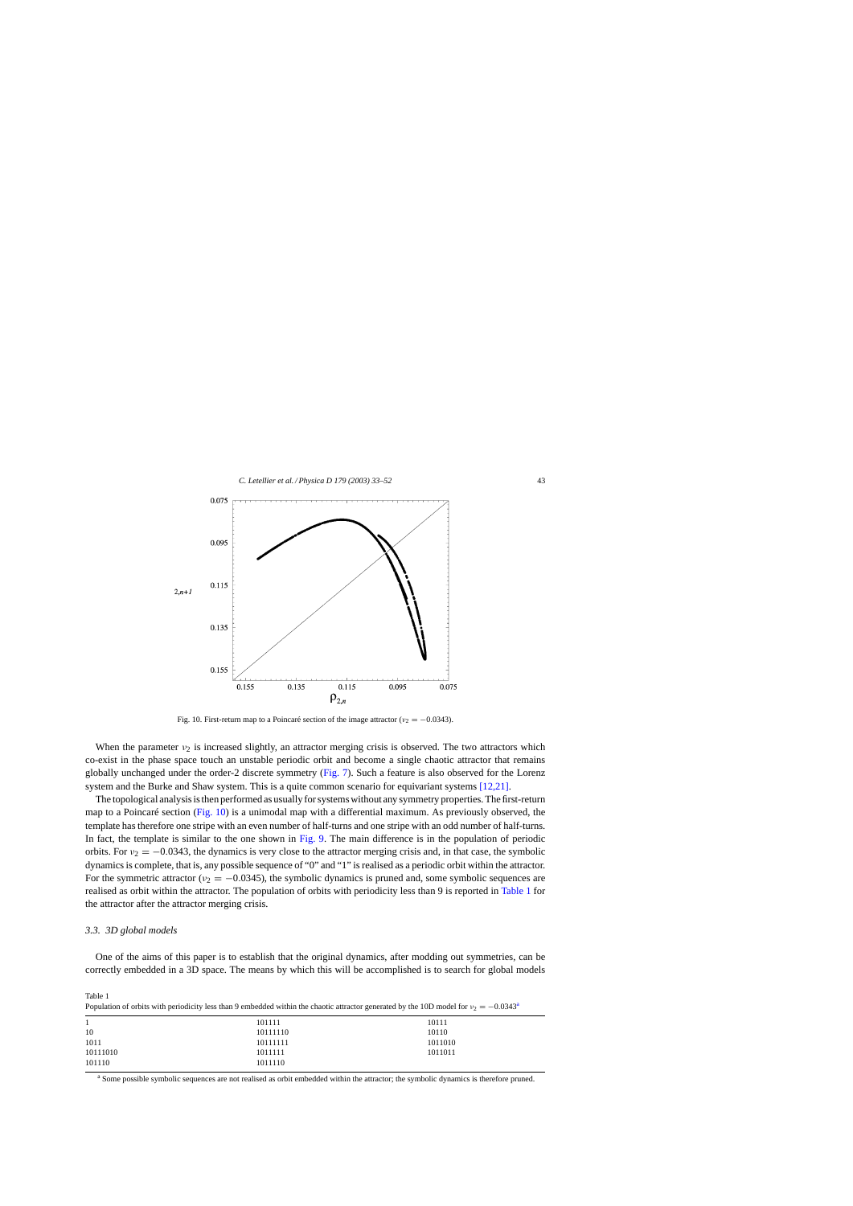Fig. 10. First-return map to a Poincaré section of the image attractor ($\nu_2 = -0.0343$).

When the parameter $\nu_2$ is increased slightly, an attractor merging crisis is observed. The two attractors which co-exist in the phase space touch an unstable periodic orbit and become a single chaotic attractor that remains globally unchanged under the order-2 discrete symmetry (Fig. 7). Such a feature is also observed for the Lorenz system and the Burke and Shaw system. This is a quite common scenario for equivariant systems [12,21].

The topological analysis is then performed as usually for systems without any symmetry properties. The first-return map to a Poincaré section (Fig. 10) is a unimodal map with a differential maximum. As previously observed, the template has therefore one stripe with an even number of half-turns and one stripe with an odd number of half-turns. In fact, the template is similar to the one shown in Fig. 9. The main difference is in the population of periodic orbits. For $\nu_2 = -0.0343$, the dynamics is very close to the attractor merging crisis and, in that case, the symbolic dynamics is complete, that is, any possible sequence of "0" and "1" is realised as a periodic orbit within the attractor. For the symmetric attractor ($\nu_2 = -0.0345$), the symbolic dynamics is pruned and, some symbolic sequences are realised as orbit within the attractor. The population of orbits with periodicity less than 9 is reported in Table 1 for the attractor after the attractor merging crisis.

### 3.3. 3D global models

One of the aims of this paper is to establish that the original dynamics, after modding out symmetries, can be correctly embedded in a 3D space. The means by which this will be accomplished is to search for global models

Table 1
Population of orbits with periodicity less than 9 embedded within the chaotic attractor generated by the 10D model for $\nu_2 = -0.0343$[a]

| | | |
|---|---|---|
| 1 | 101111 | 10111 |
| 10 | 10111110 | 10110 |
| 1011 | 10111111 | 1011010 |
| 10111010 | 1011111 | 1011011 |
| 101110 | 1011110 | |

[a] Some possible symbolic sequences are not realised as orbit embedded within the attractor; the symbolic dynamics is therefore pruned.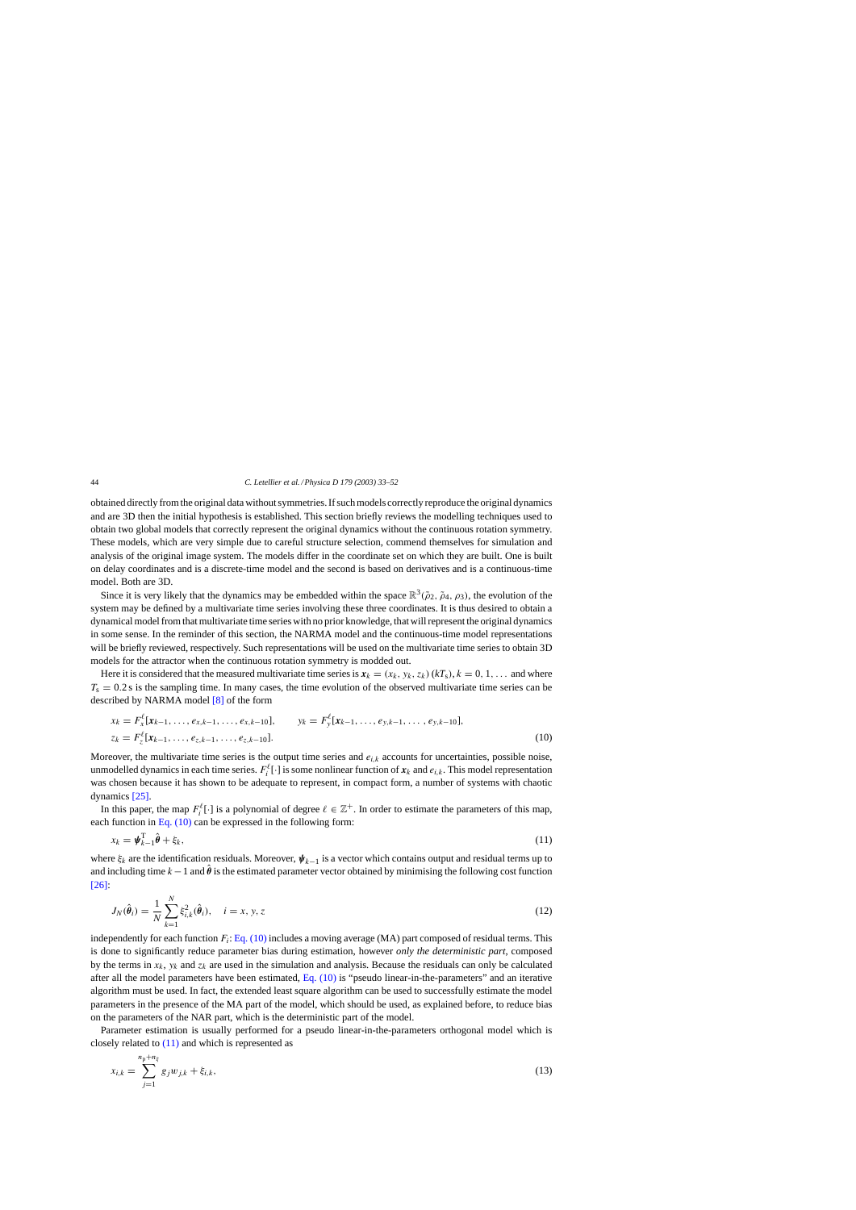obtained directly from the original data without symmetries. If such models correctly reproduce the original dynamics and are 3D then the initial hypothesis is established. This section briefly reviews the modelling techniques used to obtain two global models that correctly represent the original dynamics without the continuous rotation symmetry. These models, which are very simple due to careful structure selection, commend themselves for simulation and analysis of the original image system. The models differ in the coordinate set on which they are built. One is built on delay coordinates and is a discrete-time model and the second is based on derivatives and is a continuous-time model. Both are 3D.

Since it is very likely that the dynamics may be embedded within the space $\mathbb{R}^3(\tilde{\rho}_2, \tilde{\rho}_4, \rho_3)$, the evolution of the system may be defined by a multivariate time series involving these three coordinates. It is thus desired to obtain a dynamical model from that multivariate time series with no prior knowledge, that will represent the original dynamics in some sense. In the reminder of this section, the NARMA model and the continuous-time model representations will be briefly reviewed, respectively. Such representations will be used on the multivariate time series to obtain 3D models for the attractor when the continuous rotation symmetry is modded out.

Here it is considered that the measured multivariate time series is $\boldsymbol{x}_k = (x_k, y_k, z_k)\,(kT_s), k = 0, 1, \ldots$ and where $T_s = 0.2$ s is the sampling time. In many cases, the time evolution of the observed multivariate time series can be described by NARMA model [8] of the form

$$
\begin{aligned}
x_k &= F_x^{\ell}[\boldsymbol{x}_{k-1}, \ldots, e_{x,k-1}, \ldots, e_{x,k-10}], \qquad y_k = F_y^{\ell}[\boldsymbol{x}_{k-1}, \ldots, e_{y,k-1}, \ldots, e_{y,k-10}], \\
z_k &= F_z^{\ell}[\boldsymbol{x}_{k-1}, \ldots, e_{z,k-1}, \ldots, e_{z,k-10}].
\end{aligned}
\tag{10}
$$

Moreover, the multivariate time series is the output time series and $e_{i,k}$ accounts for uncertainties, possible noise, unmodelled dynamics in each time series. $F_i^{\ell}[\cdot]$ is some nonlinear function of $\boldsymbol{x}_k$ and $e_{i,k}$. This model representation was chosen because it has shown to be adequate to represent, in compact form, a number of systems with chaotic dynamics [25].

In this paper, the map $F_i^{\ell}[\cdot]$ is a polynomial of degree $\ell \in \mathbb{Z}^+$. In order to estimate the parameters of this map, each function in Eq. (10) can be expressed in the following form:

$$
x_k = \boldsymbol{\psi}_{k-1}^{\mathrm{T}} \hat{\boldsymbol{\theta}} + \xi_k,
\tag{11}
$$

where $\xi_k$ are the identification residuals. Moreover, $\boldsymbol{\psi}_{k-1}$ is a vector which contains output and residual terms up to and including time $k-1$ and $\hat{\boldsymbol{\theta}}$ is the estimated parameter vector obtained by minimising the following cost function [26]:

$$
J_N(\hat{\boldsymbol{\theta}}_i) = \frac{1}{N} \sum_{k=1}^{N} \xi_{i,k}^2(\hat{\boldsymbol{\theta}}_i), \quad i = x, y, z
\tag{12}
$$

independently for each function $F_i$: Eq. (10) includes a moving average (MA) part composed of residual terms. This is done to significantly reduce parameter bias during estimation, however *only the deterministic part*, composed by the terms in $x_k$, $y_k$ and $z_k$ are used in the simulation and analysis. Because the residuals can only be calculated after all the model parameters have been estimated, Eq. (10) is "pseudo linear-in-the-parameters" and an iterative algorithm must be used. In fact, the extended least square algorithm can be used to successfully estimate the model parameters in the presence of the MA part of the model, which should be used, as explained before, to reduce bias on the parameters of the NAR part, which is the deterministic part of the model.

Parameter estimation is usually performed for a pseudo linear-in-the-parameters orthogonal model which is closely related to (11) and which is represented as

$$
x_{i,k} = \sum_{j=1}^{n_p+n_\xi} g_j w_{j,k} + \xi_{i,k},
\tag{13}
$$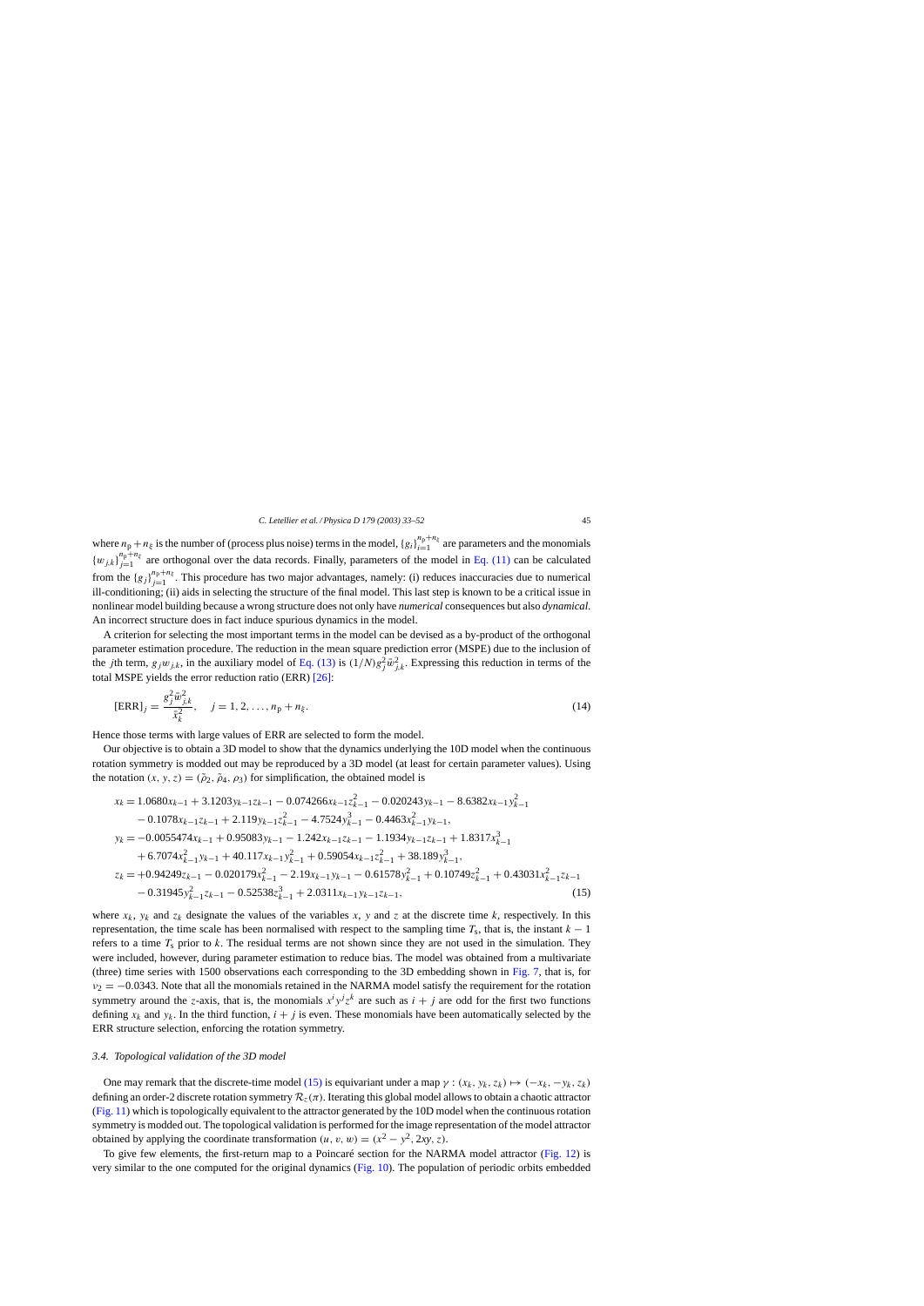where $n_\mathrm{p}+n_\xi$ is the number of (process plus noise) terms in the model, $\{g_i\}_{i=1}^{n_\mathrm{p}+n_\xi}$ are parameters and the monomials $\{w_{j,k}\}_{j=1}^{n_\mathrm{p}+n_\xi}$ are orthogonal over the data records. Finally, parameters of the model in Eq. (11) can be calculated from the $\{g_j\}_{j=1}^{n_\mathrm{p}+n_\xi}$. This procedure has two major advantages, namely: (i) reduces inaccuracies due to numerical ill-conditioning; (ii) aids in selecting the structure of the final model. This last step is known to be a critical issue in nonlinear model building because a wrong structure does not only have *numerical* consequences but also *dynamical*. An incorrect structure does in fact induce spurious dynamics in the model.

A criterion for selecting the most important terms in the model can be devised as a by-product of the orthogonal parameter estimation procedure. The reduction in the mean square prediction error (MSPE) due to the inclusion of the $j$th term, $g_j w_{j,k}$, in the auxiliary model of Eq. (13) is $(1/N)g_j^2\bar{w}_{j,k}^2$. Expressing this reduction in terms of the total MSPE yields the error reduction ratio (ERR) [26]:

$$[\mathrm{ERR}]_j = \frac{g_j^2\bar{w}_{j,k}^2}{\bar{x}_k^2}, \quad j=1,2,\ldots,n_\mathrm{p}+n_\xi. \tag{14}$$

Hence those terms with large values of ERR are selected to form the model.

Our objective is to obtain a 3D model to show that the dynamics underlying the 10D model when the continuous rotation symmetry is modded out may be reproduced by a 3D model (at least for certain parameter values). Using the notation $(x, y, z) = (\tilde{\rho}_2, \tilde{\rho}_4, \rho_3)$ for simplification, the obtained model is

$$\begin{aligned}
x_k &= 1.0680x_{k-1} + 3.1203y_{k-1}z_{k-1} - 0.074266x_{k-1}z_{k-1}^2 - 0.020243y_{k-1} - 8.6382x_{k-1}y_{k-1}^2 \\
&\quad - 0.1078x_{k-1}z_{k-1} + 2.119y_{k-1}z_{k-1}^2 - 4.7524y_{k-1}^3 - 0.4463x_{k-1}^2y_{k-1}, \\
y_k &= -0.0055474x_{k-1} + 0.95083y_{k-1} - 1.242x_{k-1}z_{k-1} - 1.1934y_{k-1}z_{k-1} + 1.8317x_{k-1}^3 \\
&\quad + 6.7074x_{k-1}^2y_{k-1} + 40.117x_{k-1}y_{k-1}^2 + 0.59054x_{k-1}z_{k-1}^2 + 38.189y_{k-1}^3, \\
z_k &= +0.94249z_{k-1} - 0.020179x_{k-1}^2 - 2.19x_{k-1}y_{k-1} - 0.61578y_{k-1}^2 + 0.10749z_{k-1}^2 + 0.43031x_{k-1}^2z_{k-1} \\
&\quad - 0.31945y_{k-1}^2z_{k-1} - 0.52538z_{k-1}^3 + 2.0311x_{k-1}y_{k-1}z_{k-1},
\end{aligned} \tag{15}$$

where $x_k$, $y_k$ and $z_k$ designate the values of the variables $x$, $y$ and $z$ at the discrete time $k$, respectively. In this representation, the time scale has been normalised with respect to the sampling time $T_\mathrm{s}$, that is, the instant $k-1$ refers to a time $T_\mathrm{s}$ prior to $k$. The residual terms are not shown since they are not used in the simulation. They were included, however, during parameter estimation to reduce bias. The model was obtained from a multivariate (three) time series with 1500 observations each corresponding to the 3D embedding shown in Fig. 7, that is, for $\nu_2 = -0.0343$. Note that all the monomials retained in the NARMA model satisfy the requirement for the rotation symmetry around the $z$-axis, that is, the monomials $x^iy^jz^k$ are such as $i+j$ are odd for the first two functions defining $x_k$ and $y_k$. In the third function, $i+j$ is even. These monomials have been automatically selected by the ERR structure selection, enforcing the rotation symmetry.

### 3.4. Topological validation of the 3D model

One may remark that the discrete-time model (15) is equivariant under a map $\gamma : (x_k, y_k, z_k) \mapsto (-x_k, -y_k, z_k)$ defining an order-2 discrete rotation symmetry $\mathcal{R}_z(\pi)$. Iterating this global model allows to obtain a chaotic attractor (Fig. 11) which is topologically equivalent to the attractor generated by the 10D model when the continuous rotation symmetry is modded out. The topological validation is performed for the image representation of the model attractor obtained by applying the coordinate transformation $(u, v, w) = (x^2 - y^2, 2xy, z)$.

To give few elements, the first-return map to a Poincaré section for the NARMA model attractor (Fig. 12) is very similar to the one computed for the original dynamics (Fig. 10). The population of periodic orbits embedded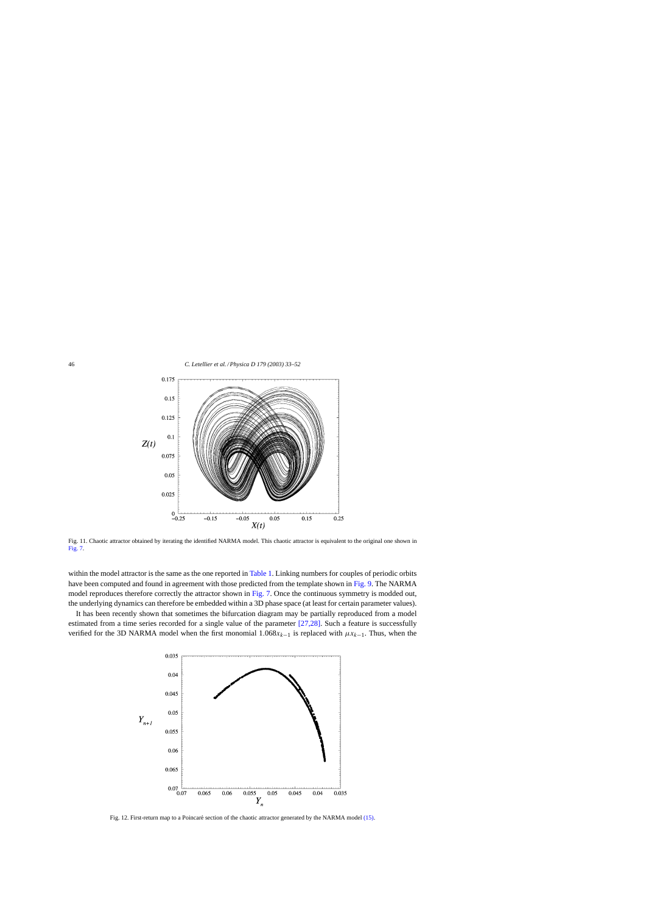Fig. 11. Chaotic attractor obtained by iterating the identified NARMA model. This chaotic attractor is equivalent to the original one shown in Fig. 7.

within the model attractor is the same as the one reported in Table 1. Linking numbers for couples of periodic orbits have been computed and found in agreement with those predicted from the template shown in Fig. 9. The NARMA model reproduces therefore correctly the attractor shown in Fig. 7. Once the continuous symmetry is modded out, the underlying dynamics can therefore be embedded within a 3D phase space (at least for certain parameter values).

It has been recently shown that sometimes the bifurcation diagram may be partially reproduced from a model estimated from a time series recorded for a single value of the parameter [27,28]. Such a feature is successfully verified for the 3D NARMA model when the first monomial $1.068x_{k-1}$ is replaced with $\mu x_{k-1}$. Thus, when the

Fig. 12. First-return map to a Poincaré section of the chaotic attractor generated by the NARMA model (15).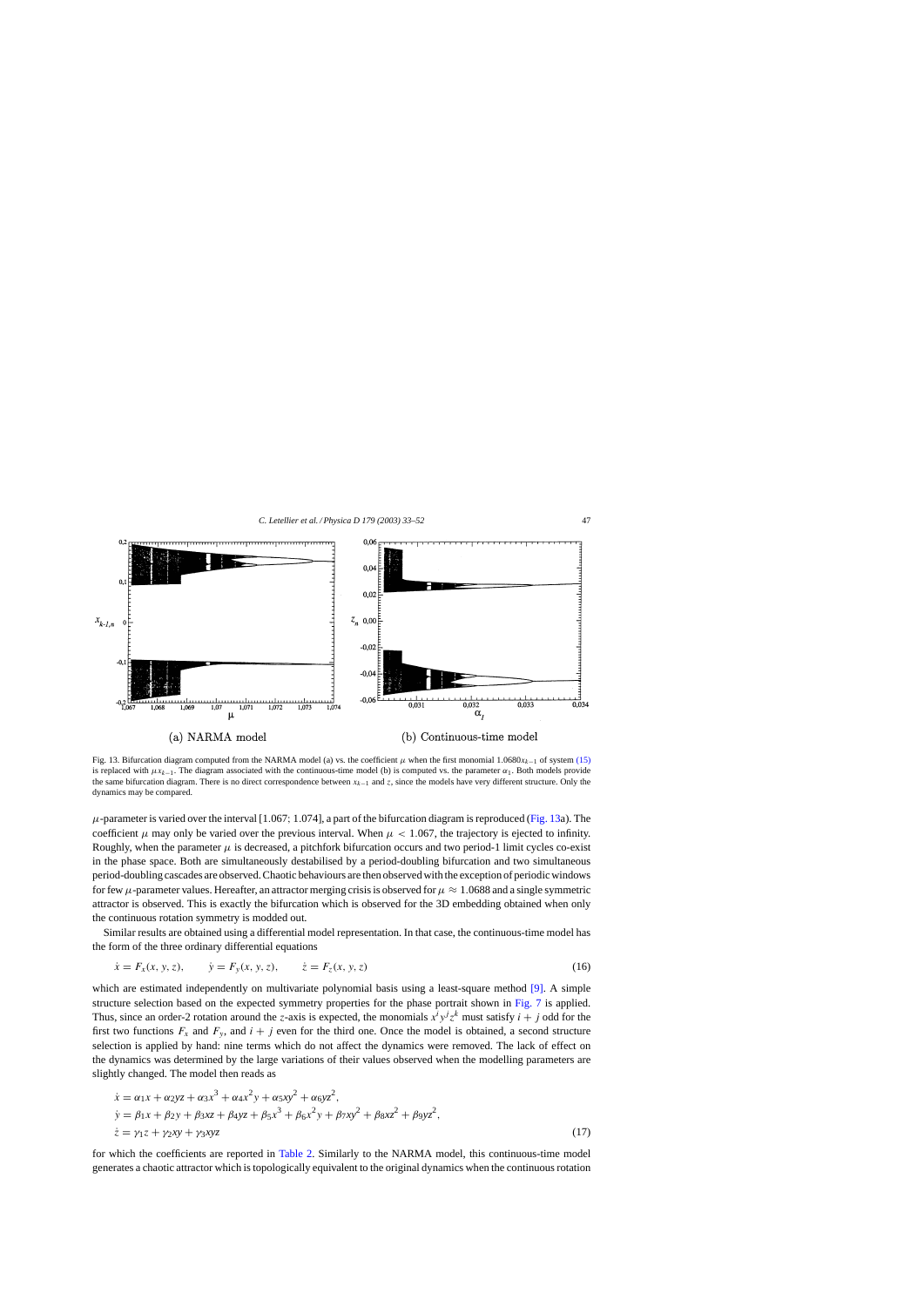(a) NARMA model

(b) Continuous-time model

Fig. 13. Bifurcation diagram computed from the NARMA model (a) vs. the coefficient $\mu$ when the first monomial $1.0680x_{k-1}$ of system (15) is replaced with $\mu x_{k-1}$. The diagram associated with the continuous-time model (b) is computed vs. the parameter $\alpha_1$. Both models provide the same bifurcation diagram. There is no direct correspondence between $x_{k-1}$ and $z$, since the models have very different structure. Only the dynamics may be compared.

$\mu$-parameter is varied over the interval [1.067; 1.074], a part of the bifurcation diagram is reproduced (Fig. 13a). The coefficient $\mu$ may only be varied over the previous interval. When $\mu < 1.067$, the trajectory is ejected to infinity. Roughly, when the parameter $\mu$ is decreased, a pitchfork bifurcation occurs and two period-1 limit cycles co-exist in the phase space. Both are simultaneously destabilised by a period-doubling bifurcation and two simultaneous period-doubling cascades are observed. Chaotic behaviours are then observed with the exception of periodic windows for few $\mu$-parameter values. Hereafter, an attractor merging crisis is observed for $\mu \approx 1.0688$ and a single symmetric attractor is observed. This is exactly the bifurcation which is observed for the 3D embedding obtained when only the continuous rotation symmetry is modded out.

Similar results are obtained using a differential model representation. In that case, the continuous-time model has the form of the three ordinary differential equations

$$\dot{x} = F_x(x, y, z), \qquad \dot{y} = F_y(x, y, z), \qquad \dot{z} = F_z(x, y, z) \tag{16}$$

which are estimated independently on multivariate polynomial basis using a least-square method [9]. A simple structure selection based on the expected symmetry properties for the phase portrait shown in Fig. 7 is applied. Thus, since an order-2 rotation around the $z$-axis is expected, the monomials $x^i y^j z^k$ must satisfy $i + j$ odd for the first two functions $F_x$ and $F_y$, and $i + j$ even for the third one. Once the model is obtained, a second structure selection is applied by hand: nine terms which do not affect the dynamics were removed. The lack of effect on the dynamics was determined by the large variations of their values observed when the modelling parameters are slightly changed. The model then reads as

$$\begin{aligned}
\dot{x} &= \alpha_1 x + \alpha_2 yz + \alpha_3 x^3 + \alpha_4 x^2 y + \alpha_5 xy^2 + \alpha_6 yz^2, \\
\dot{y} &= \beta_1 x + \beta_2 y + \beta_3 xz + \beta_4 yz + \beta_5 x^3 + \beta_6 x^2 y + \beta_7 xy^2 + \beta_8 xz^2 + \beta_9 yz^2, \\
\dot{z} &= \gamma_1 z + \gamma_2 xy + \gamma_3 xyz
\end{aligned} \tag{17}$$

for which the coefficients are reported in Table 2. Similarly to the NARMA model, this continuous-time model generates a chaotic attractor which is topologically equivalent to the original dynamics when the continuous rotation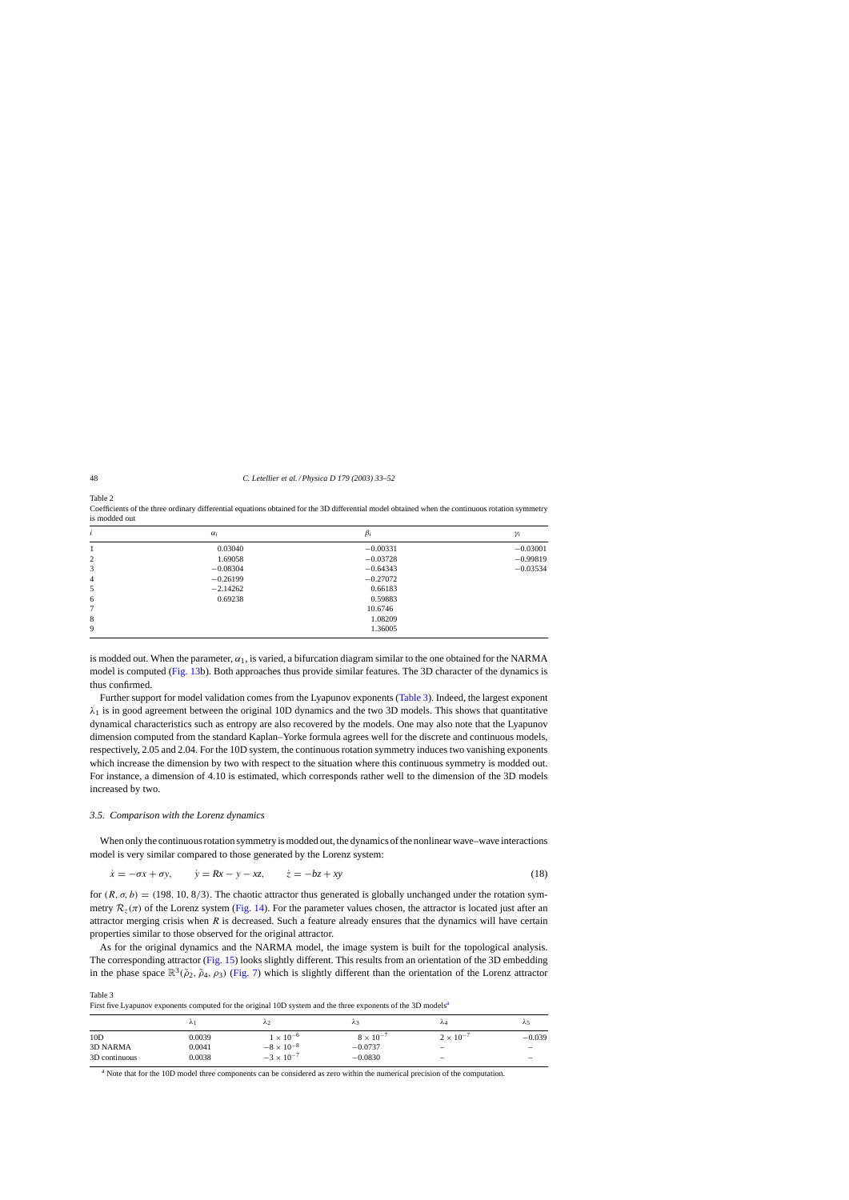Table 2

Coefficients of the three ordinary differential equations obtained for the 3D differential model obtained when the continuous rotation symmetry is modded out

| $i$ | $\alpha_i$ | $\beta_i$ | $\gamma_i$ |
|---|---|---|---|
| 1 | 0.03040 | −0.00331 | −0.03001 |
| 2 | 1.69058 | −0.03728 | −0.99819 |
| 3 | −0.08304 | −0.64343 | −0.03534 |
| 4 | −0.26199 | −0.27072 | |
| 5 | −2.14262 | 0.66183 | |
| 6 | 0.69238 | 0.59883 | |
| 7 | | 10.6746 | |
| 8 | | 1.08209 | |
| 9 | | 1.36005 | |

is modded out. When the parameter, $\alpha_1$, is varied, a bifurcation diagram similar to the one obtained for the NARMA model is computed (Fig. 13b). Both approaches thus provide similar features. The 3D character of the dynamics is thus confirmed.

Further support for model validation comes from the Lyapunov exponents (Table 3). Indeed, the largest exponent $\lambda_1$ is in good agreement between the original 10D dynamics and the two 3D models. This shows that quantitative dynamical characteristics such as entropy are also recovered by the models. One may also note that the Lyapunov dimension computed from the standard Kaplan–Yorke formula agrees well for the discrete and continuous models, respectively, 2.05 and 2.04. For the 10D system, the continuous rotation symmetry induces two vanishing exponents which increase the dimension by two with respect to the situation where this continuous symmetry is modded out. For instance, a dimension of 4.10 is estimated, which corresponds rather well to the dimension of the 3D models increased by two.

### 3.5. Comparison with the Lorenz dynamics

When only the continuous rotation symmetry is modded out, the dynamics of the nonlinear wave–wave interactions model is very similar compared to those generated by the Lorenz system:

$$\dot{x} = -\sigma x + \sigma y, \qquad \dot{y} = Rx - y - xz, \qquad \dot{z} = -bz + xy \tag{18}$$

for $(R, \sigma, b) = (198, 10, 8/3)$. The chaotic attractor thus generated is globally unchanged under the rotation symmetry $\mathcal{R}_z(\pi)$ of the Lorenz system (Fig. 14). For the parameter values chosen, the attractor is located just after an attractor merging crisis when $R$ is decreased. Such a feature already ensures that the dynamics will have certain properties similar to those observed for the original attractor.

As for the original dynamics and the NARMA model, the image system is built for the topological analysis. The corresponding attractor (Fig. 15) looks slightly different. This results from an orientation of the 3D embedding in the phase space $\mathbb{R}^3(\tilde{\rho}_2, \tilde{\rho}_4, \rho_3)$ (Fig. 7) which is slightly different than the orientation of the Lorenz attractor

Table 3

First five Lyapunov exponents computed for the original 10D system and the three exponents of the 3D models[a]

| | $\lambda_1$ | $\lambda_2$ | $\lambda_3$ | $\lambda_4$ | $\lambda_5$ |
|---|---|---|---|---|---|
| 10D | 0.0039 | $1 \times 10^{-6}$ | $8 \times 10^{-7}$ | $2 \times 10^{-7}$ | −0.039 |
| 3D NARMA | 0.0041 | $-8 \times 10^{-8}$ | −0.0737 | – | – |
| 3D continuous | 0.0038 | $-3 \times 10^{-7}$ | −0.0830 | – | – |

[a] Note that for the 10D model three components can be considered as zero within the numerical precision of the computation.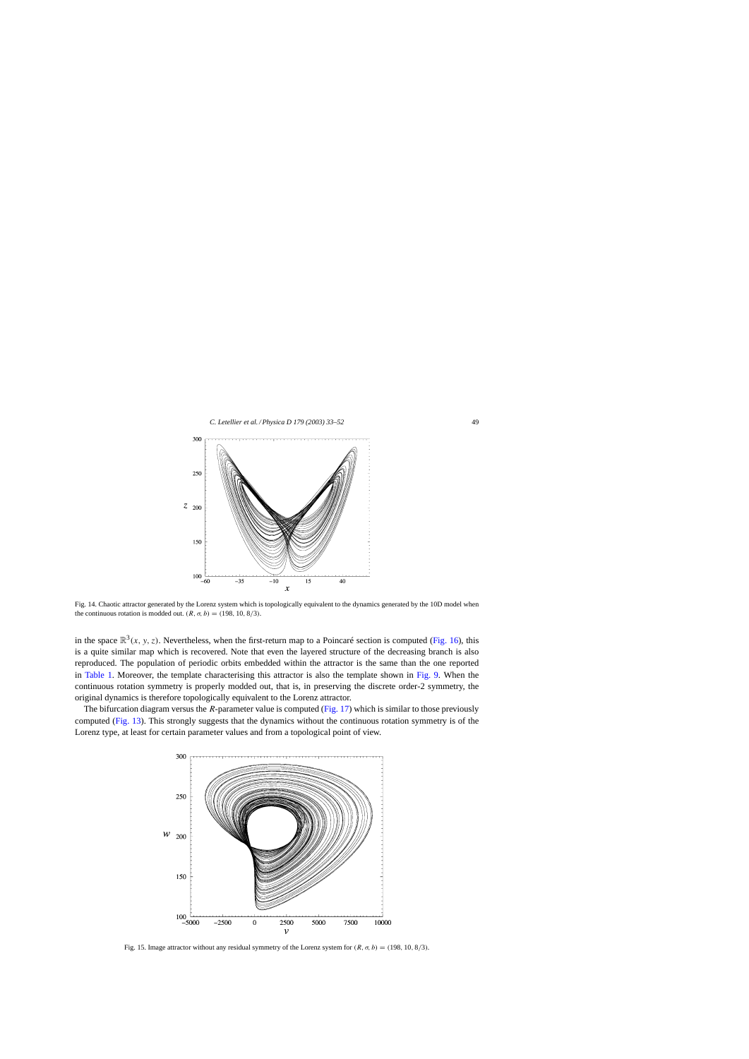Fig. 14. Chaotic attractor generated by the Lorenz system which is topologically equivalent to the dynamics generated by the 10D model when the continuous rotation is modded out. $(R, \sigma, b) = (198, 10, 8/3)$.

in the space $\mathbb{R}^3(x, y, z)$. Nevertheless, when the first-return map to a Poincaré section is computed (Fig. 16), this is a quite similar map which is recovered. Note that even the layered structure of the decreasing branch is also reproduced. The population of periodic orbits embedded within the attractor is the same than the one reported in Table 1. Moreover, the template characterising this attractor is also the template shown in Fig. 9. When the continuous rotation symmetry is properly modded out, that is, in preserving the discrete order-2 symmetry, the original dynamics is therefore topologically equivalent to the Lorenz attractor.

The bifurcation diagram versus the $R$-parameter value is computed (Fig. 17) which is similar to those previously computed (Fig. 13). This strongly suggests that the dynamics without the continuous rotation symmetry is of the Lorenz type, at least for certain parameter values and from a topological point of view.

Fig. 15. Image attractor without any residual symmetry of the Lorenz system for $(R, \sigma, b) = (198, 10, 8/3)$.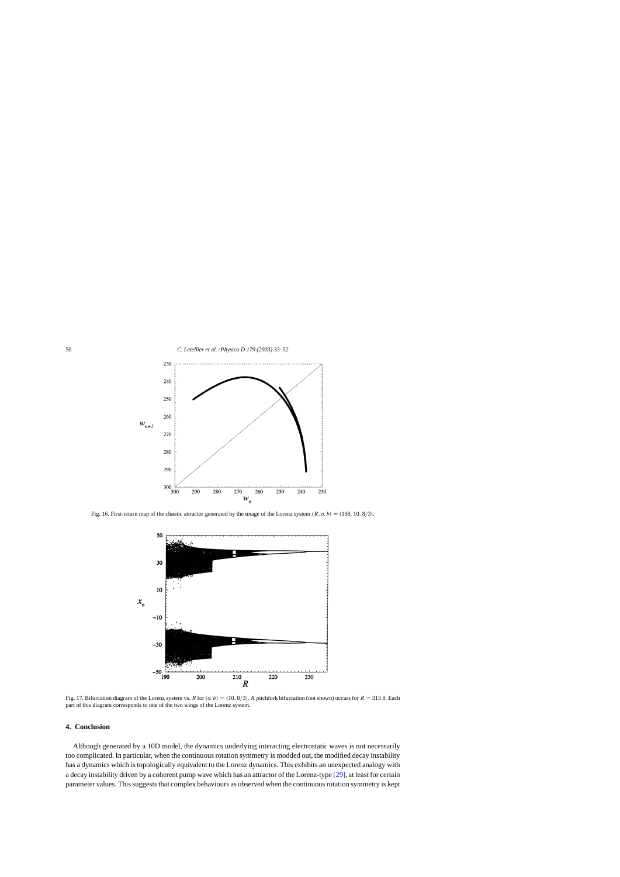Fig. 16. First-return map of the chaotic attractor generated by the image of the Lorenz system $(R, \sigma, b) = (198, 10, 8/3)$.

Fig. 17. Bifurcation diagram of the Lorenz system vs. $R$ for $(\sigma, b) = (10, 8/3)$. A pitchfork bifurcation (not shown) occurs for $R = 313.8$. Each part of this diagram corresponds to one of the two wings of the Lorenz system.

## 4. Conclusion

Although generated by a 10D model, the dynamics underlying interacting electrostatic waves is not necessarily too complicated. In particular, when the continuous rotation symmetry is modded out, the modified decay instability has a dynamics which is topologically equivalent to the Lorenz dynamics. This exhibits an unexpected analogy with a decay instability driven by a coherent pump wave which has an attractor of the Lorenz-type [29], at least for certain parameter values. This suggests that complex behaviours as observed when the continuous rotation symmetry is kept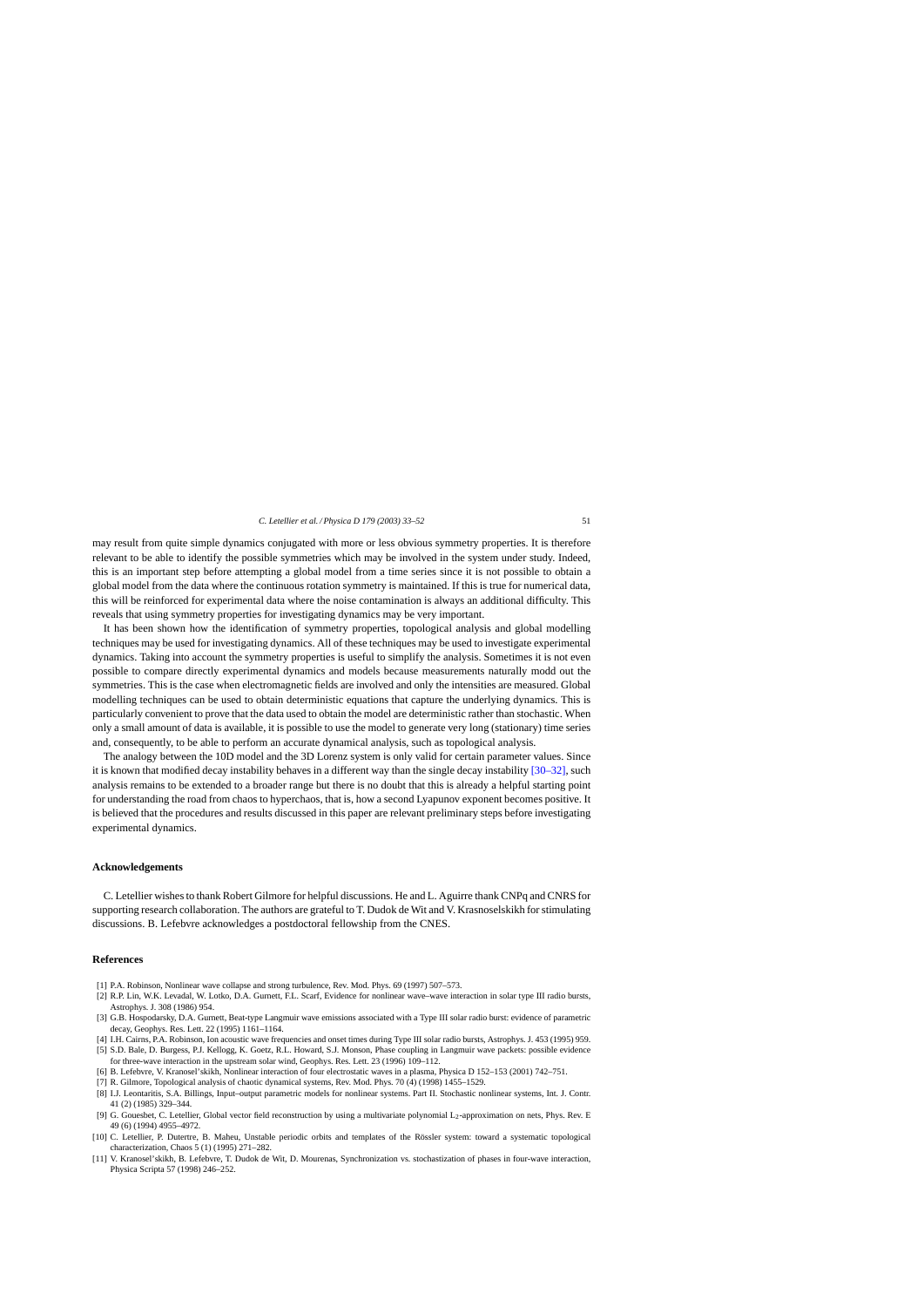may result from quite simple dynamics conjugated with more or less obvious symmetry properties. It is therefore relevant to be able to identify the possible symmetries which may be involved in the system under study. Indeed, this is an important step before attempting a global model from a time series since it is not possible to obtain a global model from the data where the continuous rotation symmetry is maintained. If this is true for numerical data, this will be reinforced for experimental data where the noise contamination is always an additional difficulty. This reveals that using symmetry properties for investigating dynamics may be very important.

It has been shown how the identification of symmetry properties, topological analysis and global modelling techniques may be used for investigating dynamics. All of these techniques may be used to investigate experimental dynamics. Taking into account the symmetry properties is useful to simplify the analysis. Sometimes it is not even possible to compare directly experimental dynamics and models because measurements naturally modd out the symmetries. This is the case when electromagnetic fields are involved and only the intensities are measured. Global modelling techniques can be used to obtain deterministic equations that capture the underlying dynamics. This is particularly convenient to prove that the data used to obtain the model are deterministic rather than stochastic. When only a small amount of data is available, it is possible to use the model to generate very long (stationary) time series and, consequently, to be able to perform an accurate dynamical analysis, such as topological analysis.

The analogy between the 10D model and the 3D Lorenz system is only valid for certain parameter values. Since it is known that modified decay instability behaves in a different way than the single decay instability [30–32], such analysis remains to be extended to a broader range but there is no doubt that this is already a helpful starting point for understanding the road from chaos to hyperchaos, that is, how a second Lyapunov exponent becomes positive. It is believed that the procedures and results discussed in this paper are relevant preliminary steps before investigating experimental dynamics.

## Acknowledgements

C. Letellier wishes to thank Robert Gilmore for helpful discussions. He and L. Aguirre thank CNPq and CNRS for supporting research collaboration. The authors are grateful to T. Dudok de Wit and V. Krasnoselskikh for stimulating discussions. B. Lefebvre acknowledges a postdoctoral fellowship from the CNES.

## References

[1] P.A. Robinson, Nonlinear wave collapse and strong turbulence, Rev. Mod. Phys. 69 (1997) 507–573.

[2] R.P. Lin, W.K. Levadal, W. Lotko, D.A. Gurnett, F.L. Scarf, Evidence for nonlinear wave–wave interaction in solar type III radio bursts, Astrophys. J. 308 (1986) 954.

[3] G.B. Hospodarsky, D.A. Gurnett, Beat-type Langmuir wave emissions associated with a Type III solar radio burst: evidence of parametric decay, Geophys. Res. Lett. 22 (1995) 1161–1164.

[4] I.H. Cairns, P.A. Robinson, Ion acoustic wave frequencies and onset times during Type III solar radio bursts, Astrophys. J. 453 (1995) 959.

[5] S.D. Bale, D. Burgess, P.J. Kellogg, K. Goetz, R.L. Howard, S.J. Monson, Phase coupling in Langmuir wave packets: possible evidence for three-wave interaction in the upstream solar wind, Geophys. Res. Lett. 23 (1996) 109–112.

[6] B. Lefebvre, V. Kranosel'skikh, Nonlinear interaction of four electrostatic waves in a plasma, Physica D 152–153 (2001) 742–751.

[7] R. Gilmore, Topological analysis of chaotic dynamical systems, Rev. Mod. Phys. 70 (4) (1998) 1455–1529.

[8] I.J. Leontaritis, S.A. Billings, Input–output parametric models for nonlinear systems. Part II. Stochastic nonlinear systems, Int. J. Contr. 41 (2) (1985) 329–344.

[9] G. Gouesbet, C. Letellier, Global vector field reconstruction by using a multivariate polynomial $L_2$-approximation on nets, Phys. Rev. E 49 (6) (1994) 4955–4972.

[10] C. Letellier, P. Dutertre, B. Maheu, Unstable periodic orbits and templates of the Rössler system: toward a systematic topological characterization, Chaos 5 (1) (1995) 271–282.

[11] V. Kranosel'skikh, B. Lefebvre, T. Dudok de Wit, D. Mourenas, Synchronization vs. stochastization of phases in four-wave interaction, Physica Scripta 57 (1998) 246–252.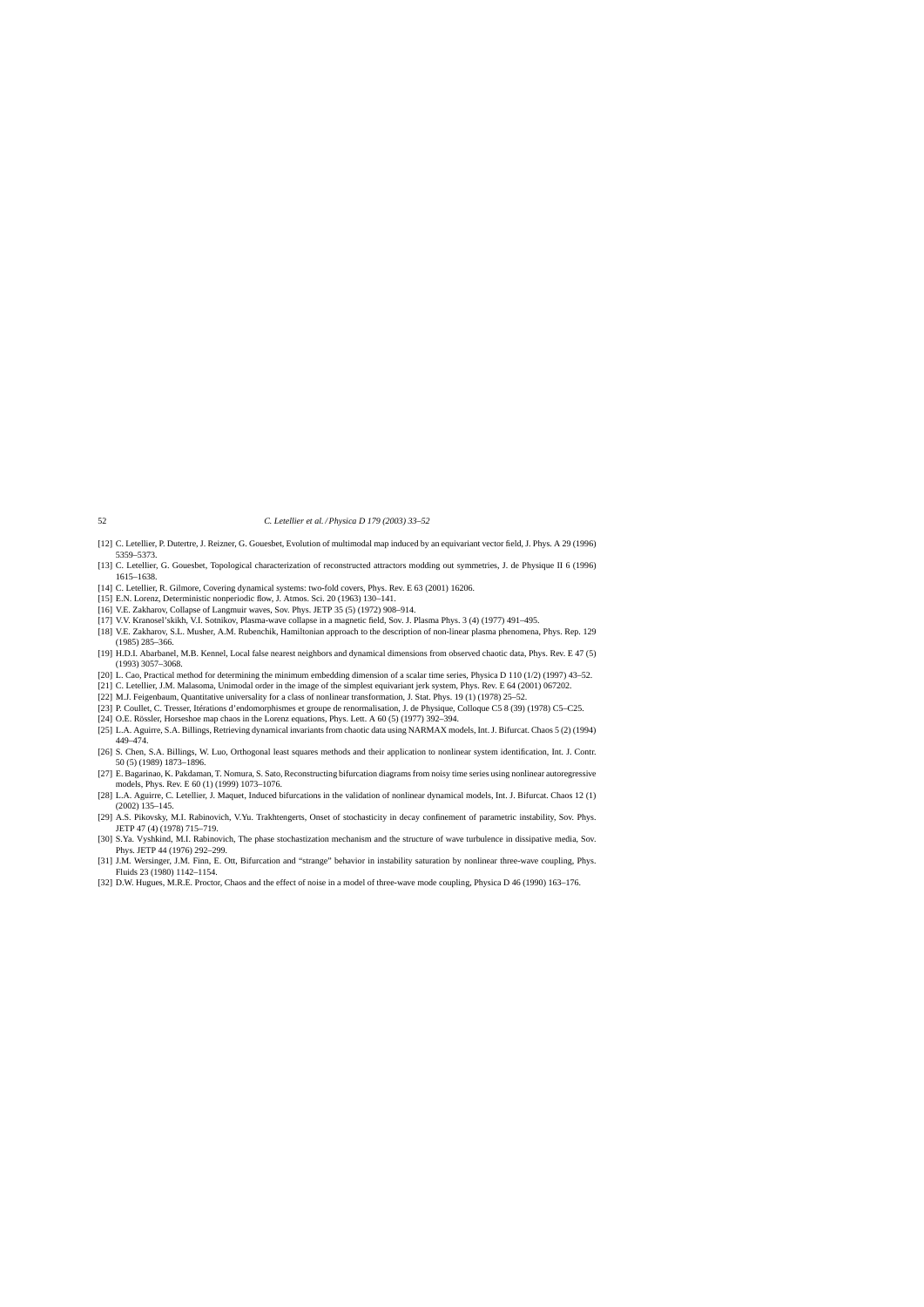[12] C. Letellier, P. Dutertre, J. Reizner, G. Gouesbet, Evolution of multimodal map induced by an equivariant vector field, J. Phys. A 29 (1996) 5359–5373.

[13] C. Letellier, G. Gouesbet, Topological characterization of reconstructed attractors modding out symmetries, J. de Physique II 6 (1996) 1615–1638.

[14] C. Letellier, R. Gilmore, Covering dynamical systems: two-fold covers, Phys. Rev. E 63 (2001) 16206.

[15] E.N. Lorenz, Deterministic nonperiodic flow, J. Atmos. Sci. 20 (1963) 130–141.

[16] V.E. Zakharov, Collapse of Langmuir waves, Sov. Phys. JETP 35 (5) (1972) 908–914.

[17] V.V. Kranosel'skikh, V.I. Sotnikov, Plasma-wave collapse in a magnetic field, Sov. J. Plasma Phys. 3 (4) (1977) 491–495.

[18] V.E. Zakharov, S.L. Musher, A.M. Rubenchik, Hamiltonian approach to the description of non-linear plasma phenomena, Phys. Rep. 129 (1985) 285–366.

[19] H.D.I. Abarbanel, M.B. Kennel, Local false nearest neighbors and dynamical dimensions from observed chaotic data, Phys. Rev. E 47 (5) (1993) 3057–3068.

[20] L. Cao, Practical method for determining the minimum embedding dimension of a scalar time series, Physica D 110 (1/2) (1997) 43–52.

[21] C. Letellier, J.M. Malasoma, Unimodal order in the image of the simplest equivariant jerk system, Phys. Rev. E 64 (2001) 067202.

[22] M.J. Feigenbaum, Quantitative universality for a class of nonlinear transformation, J. Stat. Phys. 19 (1) (1978) 25–52.

[23] P. Coullet, C. Tresser, Itérations d'endomorphismes et groupe de renormalisation, J. de Physique, Colloque C5 8 (39) (1978) C5–C25.

[24] O.E. Rössler, Horseshoe map chaos in the Lorenz equations, Phys. Lett. A 60 (5) (1977) 392–394.

[25] L.A. Aguirre, S.A. Billings, Retrieving dynamical invariants from chaotic data using NARMAX models, Int. J. Bifurcat. Chaos 5 (2) (1994) 449–474.

[26] S. Chen, S.A. Billings, W. Luo, Orthogonal least squares methods and their application to nonlinear system identification, Int. J. Contr. 50 (5) (1989) 1873–1896.

[27] E. Bagarinao, K. Pakdaman, T. Nomura, S. Sato, Reconstructing bifurcation diagrams from noisy time series using nonlinear autoregressive models, Phys. Rev. E 60 (1) (1999) 1073–1076.

[28] L.A. Aguirre, C. Letellier, J. Maquet, Induced bifurcations in the validation of nonlinear dynamical models, Int. J. Bifurcat. Chaos 12 (1) (2002) 135–145.

[29] A.S. Pikovsky, M.I. Rabinovich, V.Yu. Trakhtengerts, Onset of stochasticity in decay confinement of parametric instability, Sov. Phys. JETP 47 (4) (1978) 715–719.

[30] S.Ya. Vyshkind, M.I. Rabinovich, The phase stochastization mechanism and the structure of wave turbulence in dissipative media, Sov. Phys. JETP 44 (1976) 292–299.

[31] J.M. Wersinger, J.M. Finn, E. Ott, Bifurcation and "strange" behavior in instability saturation by nonlinear three-wave coupling, Phys. Fluids 23 (1980) 1142–1154.

[32] D.W. Hugues, M.R.E. Proctor, Chaos and the effect of noise in a model of three-wave mode coupling, Physica D 46 (1990) 163–176.